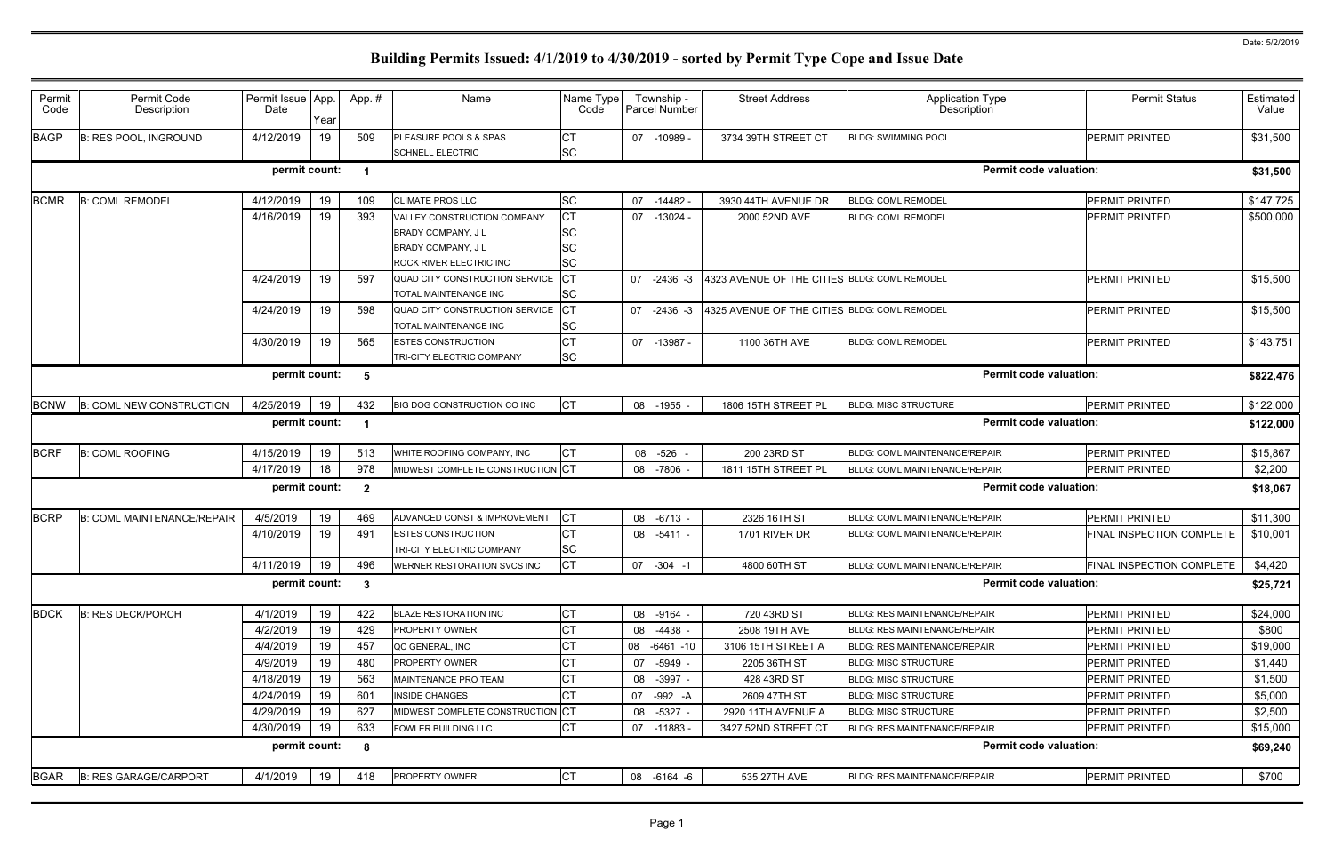# Building Permits Issued: 4/1/2019 to 4/30/2019 - sorted by Permit Type Cope and Issue Date

Date: 5/2/2019

| Permit Code | Permit Code Description | Permit Issue Date | App. Year | App. # | Name | Name Type Code | Township - Parcel Number | Street Address | Application Type Description | Permit Status | Estimated Value |
|---|---|---|---|---|---|---|---|---|---|---|---|
| BAGP | B: RES POOL, INGROUND | 4/12/2019 | 19 | 509 | PLEASURE POOLS & SPAS | CT | 07 -10989 - | 3734 39TH STREET CT | BLDG: SWIMMING POOL | PERMIT PRINTED | $31,500 |
| | | | | | SCHNELL ELECTRIC | SC | | | | | |
| | | permit count: | | 1 | | | | | Permit code valuation: | | $31,500 |
| BCMR | B: COML REMODEL | 4/12/2019 | 19 | 109 | CLIMATE PROS LLC | SC | 07 -14482 - | 3930 44TH AVENUE DR | BLDG: COML REMODEL | PERMIT PRINTED | $147,725 |
| | | 4/16/2019 | 19 | 393 | VALLEY CONSTRUCTION COMPANY | CT | 07 -13024 - | 2000 52ND AVE | BLDG: COML REMODEL | PERMIT PRINTED | $500,000 |
| | | | | | BRADY COMPANY, J L | SC | | | | | |
| | | | | | BRADY COMPANY, J L | SC | | | | | |
| | | | | | ROCK RIVER ELECTRIC INC | SC | | | | | |
| | | 4/24/2019 | 19 | 597 | QUAD CITY CONSTRUCTION SERVICE | CT | 07 -2436 -3 | 4323 AVENUE OF THE CITIES | BLDG: COML REMODEL | PERMIT PRINTED | $15,500 |
| | | | | | TOTAL MAINTENANCE INC | SC | | | | | |
| | | 4/24/2019 | 19 | 598 | QUAD CITY CONSTRUCTION SERVICE | CT | 07 -2436 -3 | 4325 AVENUE OF THE CITIES | BLDG: COML REMODEL | PERMIT PRINTED | $15,500 |
| | | | | | TOTAL MAINTENANCE INC | SC | | | | | |
| | | 4/30/2019 | 19 | 565 | ESTES CONSTRUCTION | CT | 07 -13987 - | 1100 36TH AVE | BLDG: COML REMODEL | PERMIT PRINTED | $143,751 |
| | | | | | TRI-CITY ELECTRIC COMPANY | SC | | | | | |
| | | permit count: | | 5 | | | | | Permit code valuation: | | $822,476 |
| BCNW | B: COML NEW CONSTRUCTION | 4/25/2019 | 19 | 432 | BIG DOG CONSTRUCTION CO INC | CT | 08 -1955 - | 1806 15TH STREET PL | BLDG: MISC STRUCTURE | PERMIT PRINTED | $122,000 |
| | | permit count: | | 1 | | | | | Permit code valuation: | | $122,000 |
| BCRF | B: COML ROOFING | 4/15/2019 | 19 | 513 | WHITE ROOFING COMPANY, INC | CT | 08 -526 - | 200 23RD ST | BLDG: COML MAINTENANCE/REPAIR | PERMIT PRINTED | $15,867 |
| | | 4/17/2019 | 18 | 978 | MIDWEST COMPLETE CONSTRUCTION | CT | 08 -7806 - | 1811 15TH STREET PL | BLDG: COML MAINTENANCE/REPAIR | PERMIT PRINTED | $2,200 |
| | | permit count: | | 2 | | | | | Permit code valuation: | | $18,067 |
| BCRP | B: COML MAINTENANCE/REPAIR | 4/5/2019 | 19 | 469 | ADVANCED CONST & IMPROVEMENT | CT | 08 -6713 - | 2326 16TH ST | BLDG: COML MAINTENANCE/REPAIR | PERMIT PRINTED | $11,300 |
| | | 4/10/2019 | 19 | 491 | ESTES CONSTRUCTION | CT | 08 -5411 - | 1701 RIVER DR | BLDG: COML MAINTENANCE/REPAIR | FINAL INSPECTION COMPLETE | $10,001 |
| | | | | | TRI-CITY ELECTRIC COMPANY | SC | | | | | |
| | | 4/11/2019 | 19 | 496 | WERNER RESTORATION SVCS INC | CT | 07 -304 -1 | 4800 60TH ST | BLDG: COML MAINTENANCE/REPAIR | FINAL INSPECTION COMPLETE | $4,420 |
| | | permit count: | | 3 | | | | | Permit code valuation: | | $25,721 |
| BDCK | B: RES DECK/PORCH | 4/1/2019 | 19 | 422 | BLAZE RESTORATION INC | CT | 08 -9164 - | 720 43RD ST | BLDG: RES MAINTENANCE/REPAIR | PERMIT PRINTED | $24,000 |
| | | 4/2/2019 | 19 | 429 | PROPERTY OWNER | CT | 08 -4438 - | 2508 19TH AVE | BLDG: RES MAINTENANCE/REPAIR | PERMIT PRINTED | $800 |
| | | 4/4/2019 | 19 | 457 | QC GENERAL, INC | CT | 08 -6461 -10 | 3106 15TH STREET A | BLDG: RES MAINTENANCE/REPAIR | PERMIT PRINTED | $19,000 |
| | | 4/9/2019 | 19 | 480 | PROPERTY OWNER | CT | 07 -5949 - | 2205 36TH ST | BLDG: MISC STRUCTURE | PERMIT PRINTED | $1,440 |
| | | 4/18/2019 | 19 | 563 | MAINTENANCE PRO TEAM | CT | 08 -3997 - | 428 43RD ST | BLDG: MISC STRUCTURE | PERMIT PRINTED | $1,500 |
| | | 4/24/2019 | 19 | 601 | INSIDE CHANGES | CT | 07 -992 -A | 2609 47TH ST | BLDG: MISC STRUCTURE | PERMIT PRINTED | $5,000 |
| | | 4/29/2019 | 19 | 627 | MIDWEST COMPLETE CONSTRUCTION | CT | 08 -5327 - | 2920 11TH AVENUE A | BLDG: MISC STRUCTURE | PERMIT PRINTED | $2,500 |
| | | 4/30/2019 | 19 | 633 | FOWLER BUILDING LLC | CT | 07 -11883 - | 3427 52ND STREET CT | BLDG: RES MAINTENANCE/REPAIR | PERMIT PRINTED | $15,000 |
| | | permit count: | | 8 | | | | | Permit code valuation: | | $69,240 |
| BGAR | B: RES GARAGE/CARPORT | 4/1/2019 | 19 | 418 | PROPERTY OWNER | CT | 08 -6164 -6 | 535 27TH AVE | BLDG: RES MAINTENANCE/REPAIR | PERMIT PRINTED | $700 |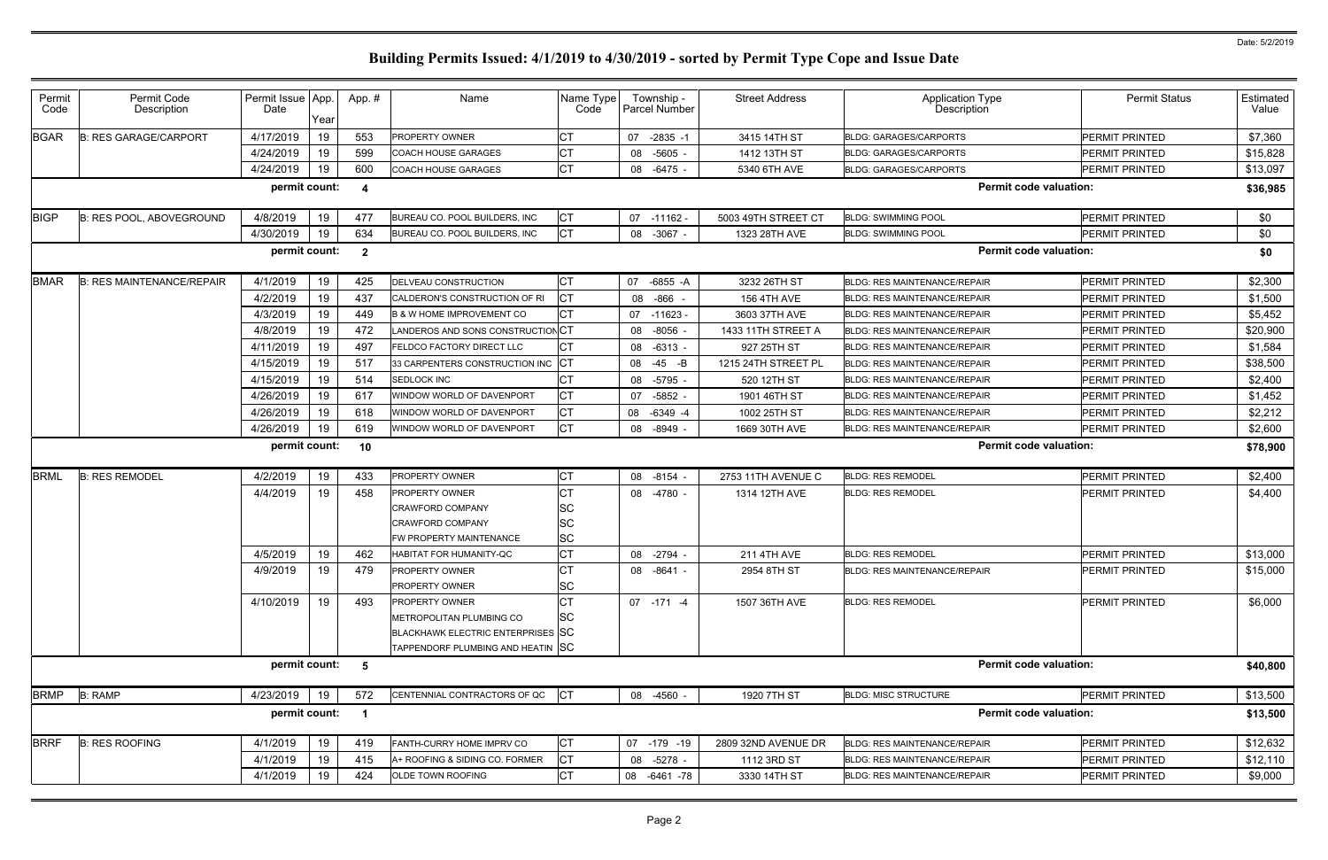# Building Permits Issued: 4/1/2019 to 4/30/2019 - sorted by Permit Type Cope and Issue Date

Date: 5/2/2019

| Permit Code | Permit Code Description | Permit Issue Date | App. Year | App. # | Name | Name Type Code | Township - Parcel Number | Street Address | Application Type Description | Permit Status | Estimated Value |
|---|---|---|---|---|---|---|---|---|---|---|---|
| BGAR | B: RES GARAGE/CARPORT | 4/17/2019 | 19 | 553 | PROPERTY OWNER | CT | 07 -2835 -1 | 3415 14TH ST | BLDG: GARAGES/CARPORTS | PERMIT PRINTED | $7,360 |
| | | 4/24/2019 | 19 | 599 | COACH HOUSE GARAGES | CT | 08 -5605 - | 1412 13TH ST | BLDG: GARAGES/CARPORTS | PERMIT PRINTED | $15,828 |
| | | 4/24/2019 | 19 | 600 | COACH HOUSE GARAGES | CT | 08 -6475 - | 5340 6TH AVE | BLDG: GARAGES/CARPORTS | PERMIT PRINTED | $13,097 |
| | | permit count: | | 4 | | | | | Permit code valuation: | | $36,985 |
| BIGP | B: RES POOL, ABOVEGROUND | 4/8/2019 | 19 | 477 | BUREAU CO. POOL BUILDERS, INC | CT | 07 -11162 - | 5003 49TH STREET CT | BLDG: SWIMMING POOL | PERMIT PRINTED | $0 |
| | | 4/30/2019 | 19 | 634 | BUREAU CO. POOL BUILDERS, INC | CT | 08 -3067 - | 1323 28TH AVE | BLDG: SWIMMING POOL | PERMIT PRINTED | $0 |
| | | permit count: | | 2 | | | | | Permit code valuation: | | $0 |
| BMAR | B: RES MAINTENANCE/REPAIR | 4/1/2019 | 19 | 425 | DELVEAU CONSTRUCTION | CT | 07 -6855 -A | 3232 26TH ST | BLDG: RES MAINTENANCE/REPAIR | PERMIT PRINTED | $2,300 |
| | | 4/2/2019 | 19 | 437 | CALDERON'S CONSTRUCTION OF RI | CT | 08 -866 - | 156 4TH AVE | BLDG: RES MAINTENANCE/REPAIR | PERMIT PRINTED | $1,500 |
| | | 4/3/2019 | 19 | 449 | B & W HOME IMPROVEMENT CO | CT | 07 -11623 - | 3603 37TH AVE | BLDG: RES MAINTENANCE/REPAIR | PERMIT PRINTED | $5,452 |
| | | 4/8/2019 | 19 | 472 | LANDEROS AND SONS CONSTRUCTION | CT | 08 -8056 - | 1433 11TH STREET A | BLDG: RES MAINTENANCE/REPAIR | PERMIT PRINTED | $20,900 |
| | | 4/11/2019 | 19 | 497 | FELDCO FACTORY DIRECT LLC | CT | 08 -6313 - | 927 25TH ST | BLDG: RES MAINTENANCE/REPAIR | PERMIT PRINTED | $1,584 |
| | | 4/15/2019 | 19 | 517 | 33 CARPENTERS CONSTRUCTION INC | CT | 08 -45 -B | 1215 24TH STREET PL | BLDG: RES MAINTENANCE/REPAIR | PERMIT PRINTED | $38,500 |
| | | 4/15/2019 | 19 | 514 | SEDLOCK INC | CT | 08 -5795 - | 520 12TH ST | BLDG: RES MAINTENANCE/REPAIR | PERMIT PRINTED | $2,400 |
| | | 4/26/2019 | 19 | 617 | WINDOW WORLD OF DAVENPORT | CT | 07 -5852 - | 1901 46TH ST | BLDG: RES MAINTENANCE/REPAIR | PERMIT PRINTED | $1,452 |
| | | 4/26/2019 | 19 | 618 | WINDOW WORLD OF DAVENPORT | CT | 08 -6349 -4 | 1002 25TH ST | BLDG: RES MAINTENANCE/REPAIR | PERMIT PRINTED | $2,212 |
| | | 4/26/2019 | 19 | 619 | WINDOW WORLD OF DAVENPORT | CT | 08 -8949 - | 1669 30TH AVE | BLDG: RES MAINTENANCE/REPAIR | PERMIT PRINTED | $2,600 |
| | | permit count: | | 10 | | | | | Permit code valuation: | | $78,900 |
| BRML | B: RES REMODEL | 4/2/2019 | 19 | 433 | PROPERTY OWNER | CT | 08 -8154 - | 2753 11TH AVENUE C | BLDG: RES REMODEL | PERMIT PRINTED | $2,400 |
| | | 4/4/2019 | 19 | 458 | PROPERTY OWNER | CT | 08 -4780 - | 1314 12TH AVE | BLDG: RES REMODEL | PERMIT PRINTED | $4,400 |
| | | | | | CRAWFORD COMPANY | SC | | | | | |
| | | | | | CRAWFORD COMPANY | SC | | | | | |
| | | | | | FW PROPERTY MAINTENANCE | SC | | | | | |
| | | 4/5/2019 | 19 | 462 | HABITAT FOR HUMANITY-QC | CT | 08 -2794 - | 211 4TH AVE | BLDG: RES REMODEL | PERMIT PRINTED | $13,000 |
| | | 4/9/2019 | 19 | 479 | PROPERTY OWNER | CT | 08 -8641 - | 2954 8TH ST | BLDG: RES MAINTENANCE/REPAIR | PERMIT PRINTED | $15,000 |
| | | | | | PROPERTY OWNER | SC | | | | | |
| | | 4/10/2019 | 19 | 493 | PROPERTY OWNER | CT | 07 -171 -4 | 1507 36TH AVE | BLDG: RES REMODEL | PERMIT PRINTED | $6,000 |
| | | | | | METROPOLITAN PLUMBING CO | SC | | | | | |
| | | | | | BLACKHAWK ELECTRIC ENTERPRISES | SC | | | | | |
| | | | | | TAPPENDORF PLUMBING AND HEATIN | SC | | | | | |
| | | permit count: | | 5 | | | | | Permit code valuation: | | $40,800 |
| BRMP | B: RAMP | 4/23/2019 | 19 | 572 | CENTENNIAL CONTRACTORS OF QC | CT | 08 -4560 - | 1920 7TH ST | BLDG: MISC STRUCTURE | PERMIT PRINTED | $13,500 |
| | | permit count: | | 1 | | | | | Permit code valuation: | | $13,500 |
| BRRF | B: RES ROOFING | 4/1/2019 | 19 | 419 | FANTH-CURRY HOME IMPRV CO | CT | 07 -179 -19 | 2809 32ND AVENUE DR | BLDG: RES MAINTENANCE/REPAIR | PERMIT PRINTED | $12,632 |
| | | 4/1/2019 | 19 | 415 | A+ ROOFING & SIDING CO. FORMER | CT | 08 -5278 - | 1112 3RD ST | BLDG: RES MAINTENANCE/REPAIR | PERMIT PRINTED | $12,110 |
| | | 4/1/2019 | 19 | 424 | OLDE TOWN ROOFING | CT | 08 -6461 -78 | 3330 14TH ST | BLDG: RES MAINTENANCE/REPAIR | PERMIT PRINTED | $9,000 |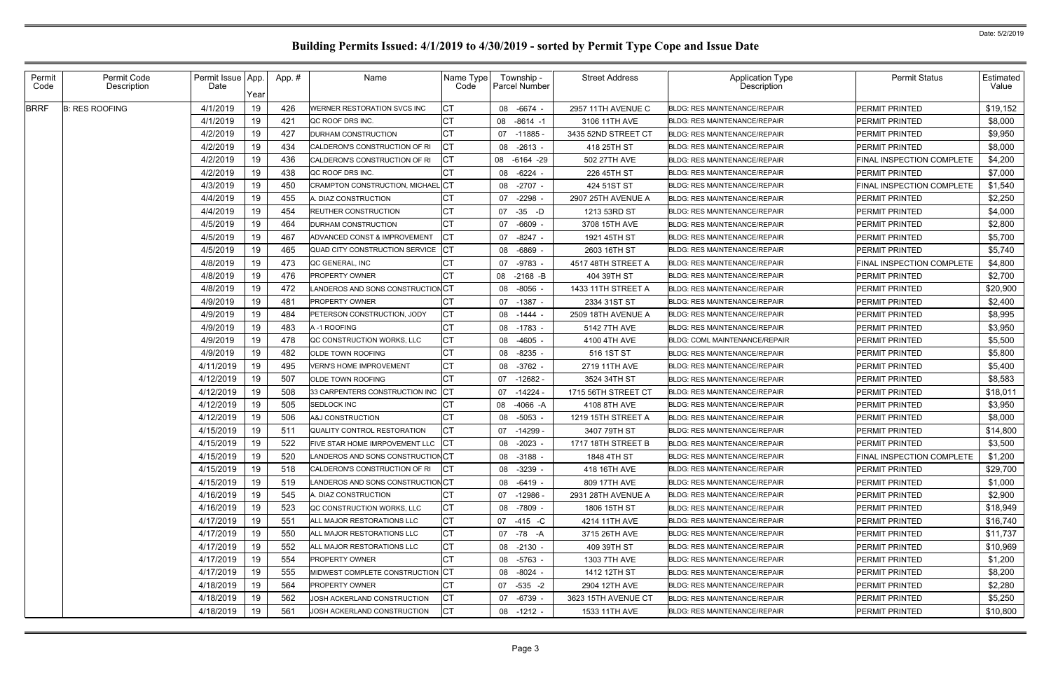# Building Permits Issued: 4/1/2019 to 4/30/2019 - sorted by Permit Type Cope and Issue Date

Date: 5/2/2019

| Permit Code | Permit Code Description | Permit Issue Date | App. Year | App. # | Name | Name Type Code | Township - Parcel Number | Street Address | Application Type Description | Permit Status | Estimated Value |
|---|---|---|---|---|---|---|---|---|---|---|---|
| BRRF | B: RES ROOFING | 4/1/2019 | 19 | 426 | WERNER RESTORATION SVCS INC | CT | 08 -6674 - | 2957 11TH AVENUE C | BLDG: RES MAINTENANCE/REPAIR | PERMIT PRINTED | $19,152 |
| | | 4/1/2019 | 19 | 421 | QC ROOF DRS INC. | CT | 08 -8614 -1 | 3106 11TH AVE | BLDG: RES MAINTENANCE/REPAIR | PERMIT PRINTED | $8,000 |
| | | 4/2/2019 | 19 | 427 | DURHAM CONSTRUCTION | CT | 07 -11885 - | 3435 52ND STREET CT | BLDG: RES MAINTENANCE/REPAIR | PERMIT PRINTED | $9,950 |
| | | 4/2/2019 | 19 | 434 | CALDERON'S CONSTRUCTION OF RI | CT | 08 -2613 - | 418 25TH ST | BLDG: RES MAINTENANCE/REPAIR | PERMIT PRINTED | $8,000 |
| | | 4/2/2019 | 19 | 436 | CALDERON'S CONSTRUCTION OF RI | CT | 08 -6164 -29 | 502 27TH AVE | BLDG: RES MAINTENANCE/REPAIR | FINAL INSPECTION COMPLETE | $4,200 |
| | | 4/2/2019 | 19 | 438 | QC ROOF DRS INC. | CT | 08 -6224 - | 226 45TH ST | BLDG: RES MAINTENANCE/REPAIR | PERMIT PRINTED | $7,000 |
| | | 4/3/2019 | 19 | 450 | CRAMPTON CONSTRUCTION, MICHAEL | CT | 08 -2707 - | 424 51ST ST | BLDG: RES MAINTENANCE/REPAIR | FINAL INSPECTION COMPLETE | $1,540 |
| | | 4/4/2019 | 19 | 455 | A. DIAZ CONSTRUCTION | CT | 07 -2298 - | 2907 25TH AVENUE A | BLDG: RES MAINTENANCE/REPAIR | PERMIT PRINTED | $2,250 |
| | | 4/4/2019 | 19 | 454 | REUTHER CONSTRUCTION | CT | 07 -35 -D | 1213 53RD ST | BLDG: RES MAINTENANCE/REPAIR | PERMIT PRINTED | $4,000 |
| | | 4/5/2019 | 19 | 464 | DURHAM CONSTRUCTION | CT | 07 -6609 - | 3708 15TH AVE | BLDG: RES MAINTENANCE/REPAIR | PERMIT PRINTED | $2,800 |
| | | 4/5/2019 | 19 | 467 | ADVANCED CONST & IMPROVEMENT | CT | 07 -8247 - | 1921 45TH ST | BLDG: RES MAINTENANCE/REPAIR | PERMIT PRINTED | $5,700 |
| | | 4/5/2019 | 19 | 465 | QUAD CITY CONSTRUCTION SERVICE | CT | 08 -6869 - | 2603 16TH ST | BLDG: RES MAINTENANCE/REPAIR | PERMIT PRINTED | $5,740 |
| | | 4/8/2019 | 19 | 473 | QC GENERAL, INC | CT | 07 -9783 - | 4517 48TH STREET A | BLDG: RES MAINTENANCE/REPAIR | FINAL INSPECTION COMPLETE | $4,800 |
| | | 4/8/2019 | 19 | 476 | PROPERTY OWNER | CT | 08 -2168 -B | 404 39TH ST | BLDG: RES MAINTENANCE/REPAIR | PERMIT PRINTED | $2,700 |
| | | 4/8/2019 | 19 | 472 | LANDEROS AND SONS CONSTRUCTION | CT | 08 -8056 - | 1433 11TH STREET A | BLDG: RES MAINTENANCE/REPAIR | PERMIT PRINTED | $20,900 |
| | | 4/9/2019 | 19 | 481 | PROPERTY OWNER | CT | 07 -1387 - | 2334 31ST ST | BLDG: RES MAINTENANCE/REPAIR | PERMIT PRINTED | $2,400 |
| | | 4/9/2019 | 19 | 484 | PETERSON CONSTRUCTION, JODY | CT | 08 -1444 - | 2509 18TH AVENUE A | BLDG: RES MAINTENANCE/REPAIR | PERMIT PRINTED | $8,995 |
| | | 4/9/2019 | 19 | 483 | A -1 ROOFING | CT | 08 -1783 - | 5142 7TH AVE | BLDG: RES MAINTENANCE/REPAIR | PERMIT PRINTED | $3,950 |
| | | 4/9/2019 | 19 | 478 | QC CONSTRUCTION WORKS, LLC | CT | 08 -4605 - | 4100 4TH AVE | BLDG: COML MAINTENANCE/REPAIR | PERMIT PRINTED | $5,500 |
| | | 4/9/2019 | 19 | 482 | OLDE TOWN ROOFING | CT | 08 -8235 - | 516 1ST ST | BLDG: RES MAINTENANCE/REPAIR | PERMIT PRINTED | $5,800 |
| | | 4/11/2019 | 19 | 495 | VERN'S HOME IMPROVEMENT | CT | 08 -3762 - | 2719 11TH AVE | BLDG: RES MAINTENANCE/REPAIR | PERMIT PRINTED | $5,400 |
| | | 4/12/2019 | 19 | 507 | OLDE TOWN ROOFING | CT | 07 -12682 - | 3524 34TH ST | BLDG: RES MAINTENANCE/REPAIR | PERMIT PRINTED | $8,583 |
| | | 4/12/2019 | 19 | 508 | 33 CARPENTERS CONSTRUCTION INC | CT | 07 -14224 - | 1715 56TH STREET CT | BLDG: RES MAINTENANCE/REPAIR | PERMIT PRINTED | $18,011 |
| | | 4/12/2019 | 19 | 505 | SEDLOCK INC | CT | 08 -4066 -A | 4108 8TH AVE | BLDG: RES MAINTENANCE/REPAIR | PERMIT PRINTED | $3,950 |
| | | 4/12/2019 | 19 | 506 | A&J CONSTRUCTION | CT | 08 -5053 - | 1219 15TH STREET A | BLDG: RES MAINTENANCE/REPAIR | PERMIT PRINTED | $8,000 |
| | | 4/15/2019 | 19 | 511 | QUALITY CONTROL RESTORATION | CT | 07 -14299 - | 3407 79TH ST | BLDG: RES MAINTENANCE/REPAIR | PERMIT PRINTED | $14,800 |
| | | 4/15/2019 | 19 | 522 | FIVE STAR HOME IMRPOVEMENT LLC | CT | 08 -2023 - | 1717 18TH STREET B | BLDG: RES MAINTENANCE/REPAIR | PERMIT PRINTED | $3,500 |
| | | 4/15/2019 | 19 | 520 | LANDEROS AND SONS CONSTRUCTION | CT | 08 -3188 - | 1848 4TH ST | BLDG: RES MAINTENANCE/REPAIR | FINAL INSPECTION COMPLETE | $1,200 |
| | | 4/15/2019 | 19 | 518 | CALDERON'S CONSTRUCTION OF RI | CT | 08 -3239 - | 418 16TH AVE | BLDG: RES MAINTENANCE/REPAIR | PERMIT PRINTED | $29,700 |
| | | 4/15/2019 | 19 | 519 | LANDEROS AND SONS CONSTRUCTION | CT | 08 -6419 - | 809 17TH AVE | BLDG: RES MAINTENANCE/REPAIR | PERMIT PRINTED | $1,000 |
| | | 4/16/2019 | 19 | 545 | A. DIAZ CONSTRUCTION | CT | 07 -12986 - | 2931 28TH AVENUE A | BLDG: RES MAINTENANCE/REPAIR | PERMIT PRINTED | $2,900 |
| | | 4/16/2019 | 19 | 523 | QC CONSTRUCTION WORKS, LLC | CT | 08 -7809 - | 1806 15TH ST | BLDG: RES MAINTENANCE/REPAIR | PERMIT PRINTED | $18,949 |
| | | 4/17/2019 | 19 | 551 | ALL MAJOR RESTORATIONS LLC | CT | 07 -415 -C | 4214 11TH AVE | BLDG: RES MAINTENANCE/REPAIR | PERMIT PRINTED | $16,740 |
| | | 4/17/2019 | 19 | 550 | ALL MAJOR RESTORATIONS LLC | CT | 07 -78 -A | 3715 26TH AVE | BLDG: RES MAINTENANCE/REPAIR | PERMIT PRINTED | $11,737 |
| | | 4/17/2019 | 19 | 552 | ALL MAJOR RESTORATIONS LLC | CT | 08 -2130 - | 409 39TH ST | BLDG: RES MAINTENANCE/REPAIR | PERMIT PRINTED | $10,969 |
| | | 4/17/2019 | 19 | 554 | PROPERTY OWNER | CT | 08 -5763 - | 1303 7TH AVE | BLDG: RES MAINTENANCE/REPAIR | PERMIT PRINTED | $1,200 |
| | | 4/17/2019 | 19 | 555 | MIDWEST COMPLETE CONSTRUCTION | CT | 08 -8024 - | 1412 12TH ST | BLDG: RES MAINTENANCE/REPAIR | PERMIT PRINTED | $8,200 |
| | | 4/18/2019 | 19 | 564 | PROPERTY OWNER | CT | 07 -535 -2 | 2904 12TH AVE | BLDG: RES MAINTENANCE/REPAIR | PERMIT PRINTED | $2,280 |
| | | 4/18/2019 | 19 | 562 | JOSH ACKERLAND CONSTRUCTION | CT | 07 -6739 - | 3623 15TH AVENUE CT | BLDG: RES MAINTENANCE/REPAIR | PERMIT PRINTED | $5,250 |
| | | 4/18/2019 | 19 | 561 | JOSH ACKERLAND CONSTRUCTION | CT | 08 -1212 - | 1533 11TH AVE | BLDG: RES MAINTENANCE/REPAIR | PERMIT PRINTED | $10,800 |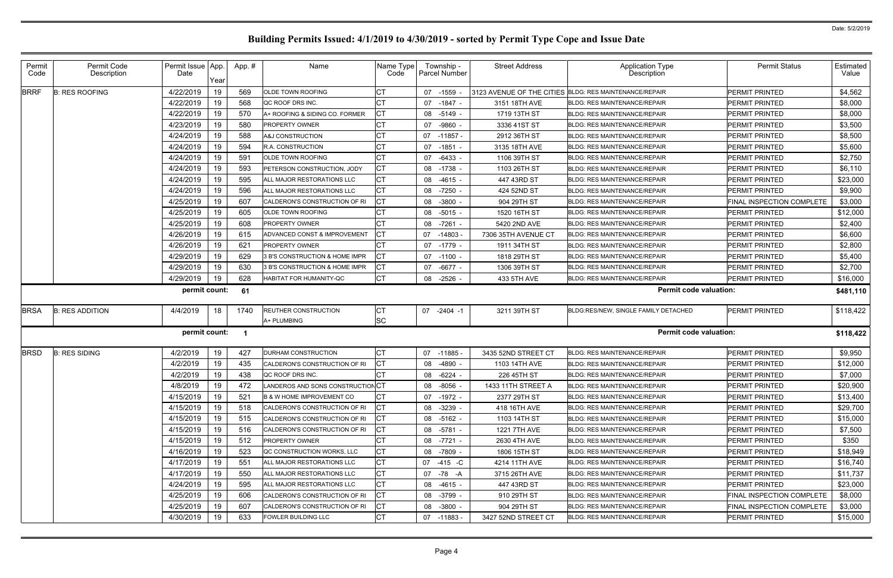# Building Permits Issued: 4/1/2019 to 4/30/2019 - sorted by Permit Type Cope and Issue Date

Date: 5/2/2019

| Permit Code | Permit Code Description | Permit Issue Date | App. Year | App. # | Name | Name Type Code | Township - Parcel Number | Street Address | Application Type Description | Permit Status | Estimated Value |
|---|---|---|---|---|---|---|---|---|---|---|---|
| BRRF | B: RES ROOFING | 4/22/2019 | 19 | 569 | OLDE TOWN ROOFING | CT | 07 -1559 - | 3123 AVENUE OF THE CITIES | BLDG: RES MAINTENANCE/REPAIR | PERMIT PRINTED | $4,562 |
| | | 4/22/2019 | 19 | 568 | QC ROOF DRS INC. | CT | 07 -1847 - | 3151 18TH AVE | BLDG: RES MAINTENANCE/REPAIR | PERMIT PRINTED | $8,000 |
| | | 4/22/2019 | 19 | 570 | A+ ROOFING & SIDING CO. FORMER | CT | 08 -5149 - | 1719 13TH ST | BLDG: RES MAINTENANCE/REPAIR | PERMIT PRINTED | $8,000 |
| | | 4/23/2019 | 19 | 580 | PROPERTY OWNER | CT | 07 -9860 - | 3336 41ST ST | BLDG: RES MAINTENANCE/REPAIR | PERMIT PRINTED | $3,500 |
| | | 4/24/2019 | 19 | 588 | A&J CONSTRUCTION | CT | 07 -11857 - | 2912 36TH ST | BLDG: RES MAINTENANCE/REPAIR | PERMIT PRINTED | $8,500 |
| | | 4/24/2019 | 19 | 594 | R.A. CONSTRUCTION | CT | 07 -1851 - | 3135 18TH AVE | BLDG: RES MAINTENANCE/REPAIR | PERMIT PRINTED | $5,600 |
| | | 4/24/2019 | 19 | 591 | OLDE TOWN ROOFING | CT | 07 -6433 - | 1106 39TH ST | BLDG: RES MAINTENANCE/REPAIR | PERMIT PRINTED | $2,750 |
| | | 4/24/2019 | 19 | 593 | PETERSON CONSTRUCTION, JODY | CT | 08 -1738 - | 1103 26TH ST | BLDG: RES MAINTENANCE/REPAIR | PERMIT PRINTED | $6,110 |
| | | 4/24/2019 | 19 | 595 | ALL MAJOR RESTORATIONS LLC | CT | 08 -4615 - | 447 43RD ST | BLDG: RES MAINTENANCE/REPAIR | PERMIT PRINTED | $23,000 |
| | | 4/24/2019 | 19 | 596 | ALL MAJOR RESTORATIONS LLC | CT | 08 -7250 - | 424 52ND ST | BLDG: RES MAINTENANCE/REPAIR | PERMIT PRINTED | $9,900 |
| | | 4/25/2019 | 19 | 607 | CALDERON'S CONSTRUCTION OF RI | CT | 08 -3800 - | 904 29TH ST | BLDG: RES MAINTENANCE/REPAIR | FINAL INSPECTION COMPLETE | $3,000 |
| | | 4/25/2019 | 19 | 605 | OLDE TOWN ROOFING | CT | 08 -5015 - | 1520 16TH ST | BLDG: RES MAINTENANCE/REPAIR | PERMIT PRINTED | $12,000 |
| | | 4/25/2019 | 19 | 608 | PROPERTY OWNER | CT | 08 -7261 - | 5420 2ND AVE | BLDG: RES MAINTENANCE/REPAIR | PERMIT PRINTED | $2,400 |
| | | 4/26/2019 | 19 | 615 | ADVANCED CONST & IMPROVEMENT | CT | 07 -14803 - | 7306 35TH AVENUE CT | BLDG: RES MAINTENANCE/REPAIR | PERMIT PRINTED | $6,600 |
| | | 4/26/2019 | 19 | 621 | PROPERTY OWNER | CT | 07 -1779 - | 1911 34TH ST | BLDG: RES MAINTENANCE/REPAIR | PERMIT PRINTED | $2,800 |
| | | 4/29/2019 | 19 | 629 | 3 B'S CONSTRUCTION & HOME IMPR | CT | 07 -1100 - | 1818 29TH ST | BLDG: RES MAINTENANCE/REPAIR | PERMIT PRINTED | $5,400 |
| | | 4/29/2019 | 19 | 630 | 3 B'S CONSTRUCTION & HOME IMPR | CT | 07 -6677 - | 1306 39TH ST | BLDG: RES MAINTENANCE/REPAIR | PERMIT PRINTED | $2,700 |
| | | 4/29/2019 | 19 | 628 | HABITAT FOR HUMANITY-QC | CT | 08 -2526 - | 433 5TH AVE | BLDG: RES MAINTENANCE/REPAIR | PERMIT PRINTED | $16,000 |
| | | **permit count:** | | **61** | | | | | **Permit code valuation:** | | **$481,110** |
| BRSA | B: RES ADDITION | 4/4/2019 | 18 | 1740 | REUTHER CONSTRUCTION<br>A+ PLUMBING | CT<br>SC | 07 -2404 -1 | 3211 39TH ST | BLDG:RES/NEW, SINGLE FAMILY DETACHED | PERMIT PRINTED | $118,422 |
| | | **permit count:** | | **1** | | | | | **Permit code valuation:** | | **$118,422** |
| BRSD | B: RES SIDING | 4/2/2019 | 19 | 427 | DURHAM CONSTRUCTION | CT | 07 -11885 - | 3435 52ND STREET CT | BLDG: RES MAINTENANCE/REPAIR | PERMIT PRINTED | $9,950 |
| | | 4/2/2019 | 19 | 435 | CALDERON'S CONSTRUCTION OF RI | CT | 08 -4890 - | 1103 14TH AVE | BLDG: RES MAINTENANCE/REPAIR | PERMIT PRINTED | $12,000 |
| | | 4/2/2019 | 19 | 438 | QC ROOF DRS INC. | CT | 08 -6224 - | 226 45TH ST | BLDG: RES MAINTENANCE/REPAIR | PERMIT PRINTED | $7,000 |
| | | 4/8/2019 | 19 | 472 | LANDEROS AND SONS CONSTRUCTION | CT | 08 -8056 - | 1433 11TH STREET A | BLDG: RES MAINTENANCE/REPAIR | PERMIT PRINTED | $20,900 |
| | | 4/15/2019 | 19 | 521 | B & W HOME IMPROVEMENT CO | CT | 07 -1972 - | 2377 29TH ST | BLDG: RES MAINTENANCE/REPAIR | PERMIT PRINTED | $13,400 |
| | | 4/15/2019 | 19 | 518 | CALDERON'S CONSTRUCTION OF RI | CT | 08 -3239 - | 418 16TH AVE | BLDG: RES MAINTENANCE/REPAIR | PERMIT PRINTED | $29,700 |
| | | 4/15/2019 | 19 | 515 | CALDERON'S CONSTRUCTION OF RI | CT | 08 -5162 - | 1103 14TH ST | BLDG: RES MAINTENANCE/REPAIR | PERMIT PRINTED | $15,000 |
| | | 4/15/2019 | 19 | 516 | CALDERON'S CONSTRUCTION OF RI | CT | 08 -5781 - | 1221 7TH AVE | BLDG: RES MAINTENANCE/REPAIR | PERMIT PRINTED | $7,500 |
| | | 4/15/2019 | 19 | 512 | PROPERTY OWNER | CT | 08 -7721 - | 2630 4TH AVE | BLDG: RES MAINTENANCE/REPAIR | PERMIT PRINTED | $350 |
| | | 4/16/2019 | 19 | 523 | QC CONSTRUCTION WORKS, LLC | CT | 08 -7809 - | 1806 15TH ST | BLDG: RES MAINTENANCE/REPAIR | PERMIT PRINTED | $18,949 |
| | | 4/17/2019 | 19 | 551 | ALL MAJOR RESTORATIONS LLC | CT | 07 -415 -C | 4214 11TH AVE | BLDG: RES MAINTENANCE/REPAIR | PERMIT PRINTED | $16,740 |
| | | 4/17/2019 | 19 | 550 | ALL MAJOR RESTORATIONS LLC | CT | 07 -78 -A | 3715 26TH AVE | BLDG: RES MAINTENANCE/REPAIR | PERMIT PRINTED | $11,737 |
| | | 4/24/2019 | 19 | 595 | ALL MAJOR RESTORATIONS LLC | CT | 08 -4615 - | 447 43RD ST | BLDG: RES MAINTENANCE/REPAIR | PERMIT PRINTED | $23,000 |
| | | 4/25/2019 | 19 | 606 | CALDERON'S CONSTRUCTION OF RI | CT | 08 -3799 - | 910 29TH ST | BLDG: RES MAINTENANCE/REPAIR | FINAL INSPECTION COMPLETE | $8,000 |
| | | 4/25/2019 | 19 | 607 | CALDERON'S CONSTRUCTION OF RI | CT | 08 -3800 - | 904 29TH ST | BLDG: RES MAINTENANCE/REPAIR | FINAL INSPECTION COMPLETE | $3,000 |
| | | 4/30/2019 | 19 | 633 | FOWLER BUILDING LLC | CT | 07 -11883 - | 3427 52ND STREET CT | BLDG: RES MAINTENANCE/REPAIR | PERMIT PRINTED | $15,000 |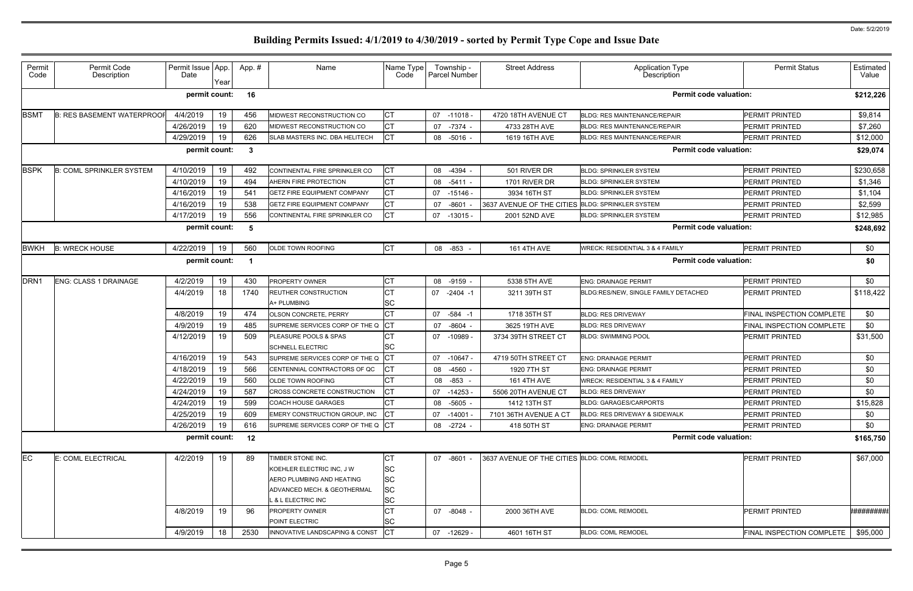# Building Permits Issued: 4/1/2019 to 4/30/2019 - sorted by Permit Type Cope and Issue Date

Date: 5/2/2019

| Permit Code | Permit Code Description | Permit Issue Date | App. Year | App. # | Name | Name Type Code | Township - Parcel Number | Street Address | Application Type Description | Permit Status | Estimated Value |
|---|---|---|---|---|---|---|---|---|---|---|---|
| | | permit count: | | 16 | | | | | Permit code valuation: | | $212,226 |
| BSMT | B: RES BASEMENT WATERPROOF | 4/4/2019 | 19 | 456 | MIDWEST RECONSTRUCTION CO | CT | 07 -11018 - | 4720 18TH AVENUE CT | BLDG: RES MAINTENANCE/REPAIR | PERMIT PRINTED | $9,814 |
| | | 4/26/2019 | 19 | 620 | MIDWEST RECONSTRUCTION CO | CT | 07 -7374 - | 4733 28TH AVE | BLDG: RES MAINTENANCE/REPAIR | PERMIT PRINTED | $7,260 |
| | | 4/29/2019 | 19 | 626 | SLAB MASTERS INC. DBA HELITECH | CT | 08 -5016 - | 1619 16TH AVE | BLDG: RES MAINTENANCE/REPAIR | PERMIT PRINTED | $12,000 |
| | | permit count: | | 3 | | | | | Permit code valuation: | | $29,074 |
| BSPK | B: COML SPRINKLER SYSTEM | 4/10/2019 | 19 | 492 | CONTINENTAL FIRE SPRINKLER CO | CT | 08 -4394 - | 501 RIVER DR | BLDG: SPRINKLER SYSTEM | PERMIT PRINTED | $230,658 |
| | | 4/10/2019 | 19 | 494 | AHERN FIRE PROTECTION | CT | 08 -5411 - | 1701 RIVER DR | BLDG: SPRINKLER SYSTEM | PERMIT PRINTED | $1,346 |
| | | 4/16/2019 | 19 | 541 | GETZ FIRE EQUIPMENT COMPANY | CT | 07 -15146 - | 3934 16TH ST | BLDG: SPRINKLER SYSTEM | PERMIT PRINTED | $1,104 |
| | | 4/16/2019 | 19 | 538 | GETZ FIRE EQUIPMENT COMPANY | CT | 07 -8601 - | 3637 AVENUE OF THE CITIES | BLDG: SPRINKLER SYSTEM | PERMIT PRINTED | $2,599 |
| | | 4/17/2019 | 19 | 556 | CONTINENTAL FIRE SPRINKLER CO | CT | 07 -13015 - | 2001 52ND AVE | BLDG: SPRINKLER SYSTEM | PERMIT PRINTED | $12,985 |
| | | permit count: | | 5 | | | | | Permit code valuation: | | $248,692 |
| BWKH | B: WRECK HOUSE | 4/22/2019 | 19 | 560 | OLDE TOWN ROOFING | CT | 08 -853 - | 161 4TH AVE | WRECK: RESIDENTIAL 3 & 4 FAMILY | PERMIT PRINTED | $0 |
| | | permit count: | | 1 | | | | | Permit code valuation: | | $0 |
| DRN1 | ENG: CLASS 1 DRAINAGE | 4/2/2019 | 19 | 430 | PROPERTY OWNER | CT | 08 -9159 - | 5338 5TH AVE | ENG: DRAINAGE PERMIT | PERMIT PRINTED | $0 |
| | | 4/4/2019 | 18 | 1740 | REUTHER CONSTRUCTION<br>A+ PLUMBING | CT<br>SC | 07 -2404 -1 | 3211 39TH ST | BLDG:RES/NEW, SINGLE FAMILY DETACHED | PERMIT PRINTED | $118,422 |
| | | 4/8/2019 | 19 | 474 | OLSON CONCRETE, PERRY | CT | 07 -584 -1 | 1718 35TH ST | BLDG: RES DRIVEWAY | FINAL INSPECTION COMPLETE | $0 |
| | | 4/9/2019 | 19 | 485 | SUPREME SERVICES CORP OF THE Q | CT | 07 -8604 - | 3625 19TH AVE | BLDG: RES DRIVEWAY | FINAL INSPECTION COMPLETE | $0 |
| | | 4/12/2019 | 19 | 509 | PLEASURE POOLS & SPAS<br>SCHNELL ELECTRIC | CT<br>SC | 07 -10989 - | 3734 39TH STREET CT | BLDG: SWIMMING POOL | PERMIT PRINTED | $31,500 |
| | | 4/16/2019 | 19 | 543 | SUPREME SERVICES CORP OF THE Q | CT | 07 -10647 - | 4719 50TH STREET CT | ENG: DRAINAGE PERMIT | PERMIT PRINTED | $0 |
| | | 4/18/2019 | 19 | 566 | CENTENNIAL CONTRACTORS OF QC | CT | 08 -4560 - | 1920 7TH ST | ENG: DRAINAGE PERMIT | PERMIT PRINTED | $0 |
| | | 4/22/2019 | 19 | 560 | OLDE TOWN ROOFING | CT | 08 -853 - | 161 4TH AVE | WRECK: RESIDENTIAL 3 & 4 FAMILY | PERMIT PRINTED | $0 |
| | | 4/24/2019 | 19 | 587 | CROSS CONCRETE CONSTRUCTION | CT | 07 -14253 - | 5506 20TH AVENUE CT | BLDG: RES DRIVEWAY | PERMIT PRINTED | $0 |
| | | 4/24/2019 | 19 | 599 | COACH HOUSE GARAGES | CT | 08 -5605 - | 1412 13TH ST | BLDG: GARAGES/CARPORTS | PERMIT PRINTED | $15,828 |
| | | 4/25/2019 | 19 | 609 | EMERY CONSTRUCTION GROUP, INC | CT | 07 -14001 - | 7101 36TH AVENUE A CT | BLDG: RES DRIVEWAY & SIDEWALK | PERMIT PRINTED | $0 |
| | | 4/26/2019 | 19 | 616 | SUPREME SERVICES CORP OF THE Q | CT | 08 -2724 - | 418 50TH ST | ENG: DRAINAGE PERMIT | PERMIT PRINTED | $0 |
| | | permit count: | | 12 | | | | | Permit code valuation: | | $165,750 |
| EC | E: COML ELECTRICAL | 4/2/2019 | 19 | 89 | TIMBER STONE INC.<br>KOEHLER ELECTRIC INC, J W<br>AERO PLUMBING AND HEATING<br>ADVANCED MECH. & GEOTHERMAL<br>L & L ELECTRIC INC | CT<br>SC<br>SC<br>SC<br>SC | 07 -8601 - | 3637 AVENUE OF THE CITIES | BLDG: COML REMODEL | PERMIT PRINTED | $67,000 |
| | | 4/8/2019 | 19 | 96 | PROPERTY OWNER<br>POINT ELECTRIC | CT<br>SC | 07 -8048 - | 2000 36TH AVE | BLDG: COML REMODEL | PERMIT PRINTED | ######### |
| | | 4/9/2019 | 18 | 2530 | INNOVATIVE LANDSCAPING & CONST | CT | 07 -12629 - | 4601 16TH ST | BLDG: COML REMODEL | FINAL INSPECTION COMPLETE | $95,000 |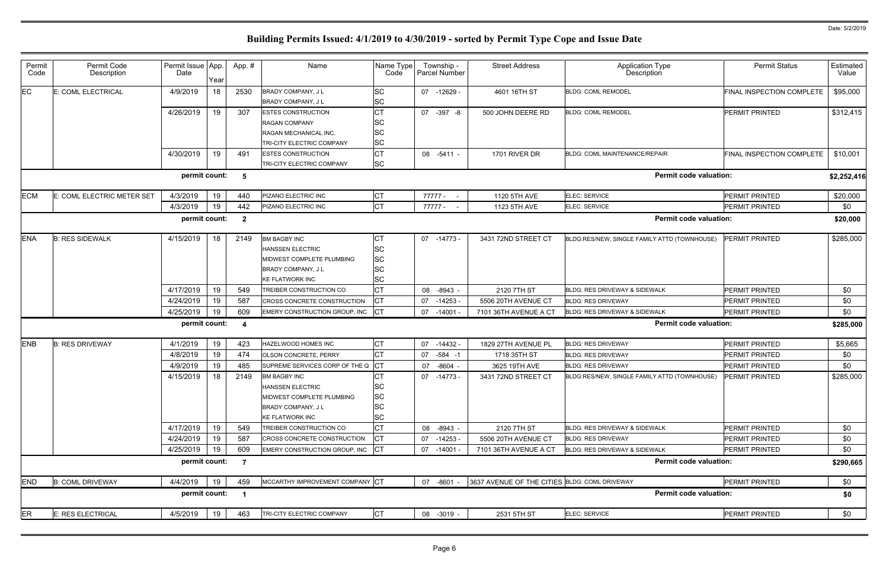# Building Permits Issued: 4/1/2019 to 4/30/2019 - sorted by Permit Type Cope and Issue Date

Date: 5/2/2019

| Permit Code | Permit Code Description | Permit Issue Date | App. Year | App. # | Name | Name Type Code | Township - Parcel Number | Street Address | Application Type Description | Permit Status | Estimated Value |
|---|---|---|---|---|---|---|---|---|---|---|---|
| EC | E: COML ELECTRICAL | 4/9/2019 | 18 | 2530 | BRADY COMPANY, J L | SC | 07 -12629 - | 4601 16TH ST | BLDG: COML REMODEL | FINAL INSPECTION COMPLETE | $95,000 |
| | | | | | BRADY COMPANY, J L | SC | | | | | |
| | | 4/26/2019 | 19 | 307 | ESTES CONSTRUCTION | CT | 07 -397 -8 | 500 JOHN DEERE RD | BLDG: COML REMODEL | PERMIT PRINTED | $312,415 |
| | | | | | RAGAN COMPANY | SC | | | | | |
| | | | | | RAGAN MECHANICAL INC. | SC | | | | | |
| | | | | | TRI-CITY ELECTRIC COMPANY | SC | | | | | |
| | | 4/30/2019 | 19 | 491 | ESTES CONSTRUCTION | CT | 08 -5411 - | 1701 RIVER DR | BLDG: COML MAINTENANCE/REPAIR | FINAL INSPECTION COMPLETE | $10,001 |
| | | | | | TRI-CITY ELECTRIC COMPANY | SC | | | | | |
| | | permit count: | | 5 | | | | | | Permit code valuation: | $2,252,416 |
| ECM | E: COML ELECTRIC METER SET | 4/3/2019 | 19 | 440 | PIZANO ELECTRIC INC | CT | 77777 - - | 1120 5TH AVE | ELEC: SERVICE | PERMIT PRINTED | $20,000 |
| | | 4/3/2019 | 19 | 442 | PIZANO ELECTRIC INC | CT | 77777 - - | 1123 5TH AVE | ELEC: SERVICE | PERMIT PRINTED | $0 |
| | | permit count: | | 2 | | | | | | Permit code valuation: | $20,000 |
| ENA | B: RES SIDEWALK | 4/15/2019 | 18 | 2149 | BM BAGBY INC | CT | 07 -14773 - | 3431 72ND STREET CT | BLDG:RES/NEW, SINGLE FAMILY ATTD (TOWNHOUSE) | PERMIT PRINTED | $285,000 |
| | | | | | HANSSEN ELECTRIC | SC | | | | | |
| | | | | | MIDWEST COMPLETE PLUMBING | SC | | | | | |
| | | | | | BRADY COMPANY, J L | SC | | | | | |
| | | | | | KE FLATWORK INC | SC | | | | | |
| | | 4/17/2019 | 19 | 549 | TREIBER CONSTRUCTION CO | CT | 08 -8943 - | 2120 7TH ST | BLDG: RES DRIVEWAY & SIDEWALK | PERMIT PRINTED | $0 |
| | | 4/24/2019 | 19 | 587 | CROSS CONCRETE CONSTRUCTION | CT | 07 -14253 - | 5506 20TH AVENUE CT | BLDG: RES DRIVEWAY | PERMIT PRINTED | $0 |
| | | 4/25/2019 | 19 | 609 | EMERY CONSTRUCTION GROUP, INC | CT | 07 -14001 - | 7101 36TH AVENUE A CT | BLDG: RES DRIVEWAY & SIDEWALK | PERMIT PRINTED | $0 |
| | | permit count: | | 4 | | | | | | Permit code valuation: | $285,000 |
| ENB | B: RES DRIVEWAY | 4/1/2019 | 19 | 423 | HAZELWOOD HOMES INC | CT | 07 -14432 - | 1829 27TH AVENUE PL | BLDG: RES DRIVEWAY | PERMIT PRINTED | $5,665 |
| | | 4/8/2019 | 19 | 474 | OLSON CONCRETE, PERRY | CT | 07 -584 -1 | 1718 35TH ST | BLDG: RES DRIVEWAY | PERMIT PRINTED | $0 |
| | | 4/9/2019 | 19 | 485 | SUPREME SERVICES CORP OF THE Q | CT | 07 -8604 - | 3625 19TH AVE | BLDG: RES DRIVEWAY | PERMIT PRINTED | $0 |
| | | 4/15/2019 | 18 | 2149 | BM BAGBY INC | CT | 07 -14773 - | 3431 72ND STREET CT | BLDG:RES/NEW, SINGLE FAMILY ATTD (TOWNHOUSE) | PERMIT PRINTED | $285,000 |
| | | | | | HANSSEN ELECTRIC | SC | | | | | |
| | | | | | MIDWEST COMPLETE PLUMBING | SC | | | | | |
| | | | | | BRADY COMPANY, J L | SC | | | | | |
| | | | | | KE FLATWORK INC | SC | | | | | |
| | | 4/17/2019 | 19 | 549 | TREIBER CONSTRUCTION CO | CT | 08 -8943 - | 2120 7TH ST | BLDG: RES DRIVEWAY & SIDEWALK | PERMIT PRINTED | $0 |
| | | 4/24/2019 | 19 | 587 | CROSS CONCRETE CONSTRUCTION | CT | 07 -14253 - | 5506 20TH AVENUE CT | BLDG: RES DRIVEWAY | PERMIT PRINTED | $0 |
| | | 4/25/2019 | 19 | 609 | EMERY CONSTRUCTION GROUP, INC | CT | 07 -14001 - | 7101 36TH AVENUE A CT | BLDG: RES DRIVEWAY & SIDEWALK | PERMIT PRINTED | $0 |
| | | permit count: | | 7 | | | | | | Permit code valuation: | $290,665 |
| END | B: COML DRIVEWAY | 4/4/2019 | 19 | 459 | MCCARTHY IMPROVEMENT COMPANY | CT | 07 -8601 - | 3637 AVENUE OF THE CITIES | BLDG: COML DRIVEWAY | PERMIT PRINTED | $0 |
| | | permit count: | | 1 | | | | | | Permit code valuation: | $0 |
| ER | E: RES ELECTRICAL | 4/5/2019 | 19 | 463 | TRI-CITY ELECTRIC COMPANY | CT | 08 -3019 - | 2531 5TH ST | ELEC: SERVICE | PERMIT PRINTED | $0 |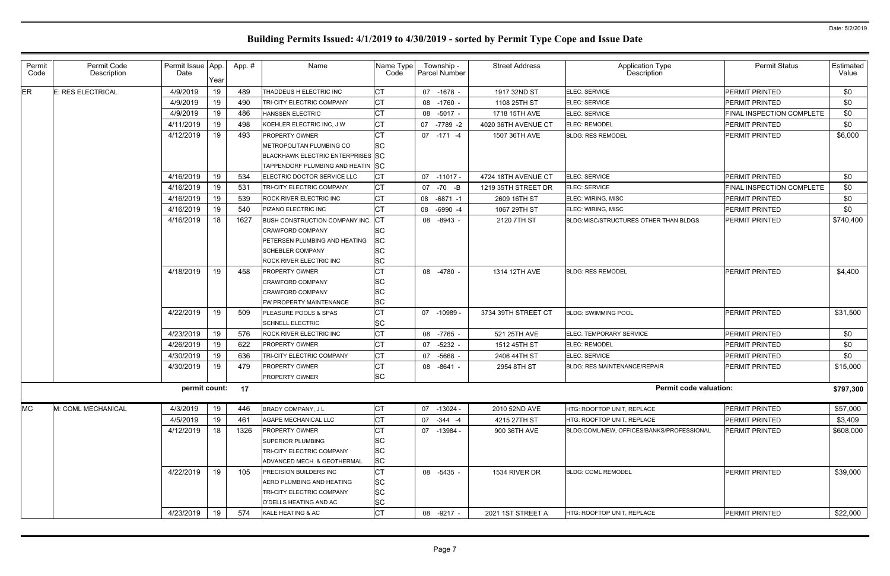Date: 5/2/2019

# Building Permits Issued: 4/1/2019 to 4/30/2019 - sorted by Permit Type Cope and Issue Date

| Permit Code | Permit Code Description | Permit Issue Date | App. Year | App. # | Name | Name Type Code | Township - Parcel Number | Street Address | Application Type Description | Permit Status | Estimated Value |
|---|---|---|---|---|---|---|---|---|---|---|---|
| ER | E: RES ELECTRICAL | 4/9/2019 | 19 | 489 | THADDEUS H ELECTRIC INC | CT | 07 -1678 - | 1917 32ND ST | ELEC: SERVICE | PERMIT PRINTED | $0 |
| | | 4/9/2019 | 19 | 490 | TRI-CITY ELECTRIC COMPANY | CT | 08 -1760 - | 1108 25TH ST | ELEC: SERVICE | PERMIT PRINTED | $0 |
| | | 4/9/2019 | 19 | 486 | HANSSEN ELECTRIC | CT | 08 -5017 - | 1718 15TH AVE | ELEC: SERVICE | FINAL INSPECTION COMPLETE | $0 |
| | | 4/11/2019 | 19 | 498 | KOEHLER ELECTRIC INC, J W | CT | 07 -7789 -2 | 4020 36TH AVENUE CT | ELEC: REMODEL | PERMIT PRINTED | $0 |
| | | 4/12/2019 | 19 | 493 | PROPERTY OWNER | CT | 07 -171 -4 | 1507 36TH AVE | BLDG: RES REMODEL | PERMIT PRINTED | $6,000 |
| | | | | | METROPOLITAN PLUMBING CO | SC | | | | | |
| | | | | | BLACKHAWK ELECTRIC ENTERPRISES | SC | | | | | |
| | | | | | TAPPENDORF PLUMBING AND HEATIN | SC | | | | | |
| | | 4/16/2019 | 19 | 534 | ELECTRIC DOCTOR SERVICE LLC | CT | 07 -11017 - | 4724 18TH AVENUE CT | ELEC: SERVICE | PERMIT PRINTED | $0 |
| | | 4/16/2019 | 19 | 531 | TRI-CITY ELECTRIC COMPANY | CT | 07 -70 -B | 1219 35TH STREET DR | ELEC: SERVICE | FINAL INSPECTION COMPLETE | $0 |
| | | 4/16/2019 | 19 | 539 | ROCK RIVER ELECTRIC INC | CT | 08 -6871 -1 | 2609 16TH ST | ELEC: WIRING, MISC | PERMIT PRINTED | $0 |
| | | 4/16/2019 | 19 | 540 | PIZANO ELECTRIC INC | CT | 08 -6990 -4 | 1067 29TH ST | ELEC: WIRING, MISC | PERMIT PRINTED | $0 |
| | | 4/16/2019 | 18 | 1627 | BUSH CONSTRUCTION COMPANY INC. | CT | 08 -8943 - | 2120 7TH ST | BLDG:MISC/STRUCTURES OTHER THAN BLDGS | PERMIT PRINTED | $740,400 |
| | | | | | CRAWFORD COMPANY | SC | | | | | |
| | | | | | PETERSEN PLUMBING AND HEATING | SC | | | | | |
| | | | | | SCHEBLER COMPANY | SC | | | | | |
| | | | | | ROCK RIVER ELECTRIC INC | SC | | | | | |
| | | 4/18/2019 | 19 | 458 | PROPERTY OWNER | CT | 08 -4780 - | 1314 12TH AVE | BLDG: RES REMODEL | PERMIT PRINTED | $4,400 |
| | | | | | CRAWFORD COMPANY | SC | | | | | |
| | | | | | CRAWFORD COMPANY | SC | | | | | |
| | | | | | FW PROPERTY MAINTENANCE | SC | | | | | |
| | | 4/22/2019 | 19 | 509 | PLEASURE POOLS & SPAS | CT | 07 -10989 - | 3734 39TH STREET CT | BLDG: SWIMMING POOL | PERMIT PRINTED | $31,500 |
| | | | | | SCHNELL ELECTRIC | SC | | | | | |
| | | 4/23/2019 | 19 | 576 | ROCK RIVER ELECTRIC INC | CT | 08 -7765 - | 521 25TH AVE | ELEC: TEMPORARY SERVICE | PERMIT PRINTED | $0 |
| | | 4/26/2019 | 19 | 622 | PROPERTY OWNER | CT | 07 -5232 - | 1512 45TH ST | ELEC: REMODEL | PERMIT PRINTED | $0 |
| | | 4/30/2019 | 19 | 636 | TRI-CITY ELECTRIC COMPANY | CT | 07 -5668 - | 2406 44TH ST | ELEC: SERVICE | PERMIT PRINTED | $0 |
| | | 4/30/2019 | 19 | 479 | PROPERTY OWNER | CT | 08 -8641 - | 2954 8TH ST | BLDG: RES MAINTENANCE/REPAIR | PERMIT PRINTED | $15,000 |
| | | | | | PROPERTY OWNER | SC | | | | | |
| | | **permit count:** | | **17** | | | | | **Permit code valuation:** | | **$797,300** |
| MC | M: COML MECHANICAL | 4/3/2019 | 19 | 446 | BRADY COMPANY, J L | CT | 07 -13024 - | 2010 52ND AVE | HTG: ROOFTOP UNIT, REPLACE | PERMIT PRINTED | $57,000 |
| | | 4/5/2019 | 19 | 461 | AGAPE MECHANICAL LLC | CT | 07 -344 -4 | 4215 27TH ST | HTG: ROOFTOP UNIT, REPLACE | PERMIT PRINTED | $3,409 |
| | | 4/12/2019 | 18 | 1326 | PROPERTY OWNER | CT | 07 -13984 - | 900 36TH AVE | BLDG:COML/NEW, OFFICES/BANKS/PROFESSIONAL | PERMIT PRINTED | $608,000 |
| | | | | | SUPERIOR PLUMBING | SC | | | | | |
| | | | | | TRI-CITY ELECTRIC COMPANY | SC | | | | | |
| | | | | | ADVANCED MECH. & GEOTHERMAL | SC | | | | | |
| | | 4/22/2019 | 19 | 105 | PRECISION BUILDERS INC | CT | 08 -5435 - | 1534 RIVER DR | BLDG: COML REMODEL | PERMIT PRINTED | $39,000 |
| | | | | | AERO PLUMBING AND HEATING | SC | | | | | |
| | | | | | TRI-CITY ELECTRIC COMPANY | SC | | | | | |
| | | | | | O'DELLS HEATING AND AC | SC | | | | | |
| | | 4/23/2019 | 19 | 574 | KALE HEATING & AC | CT | 08 -9217 - | 2021 1ST STREET A | HTG: ROOFTOP UNIT, REPLACE | PERMIT PRINTED | $22,000 |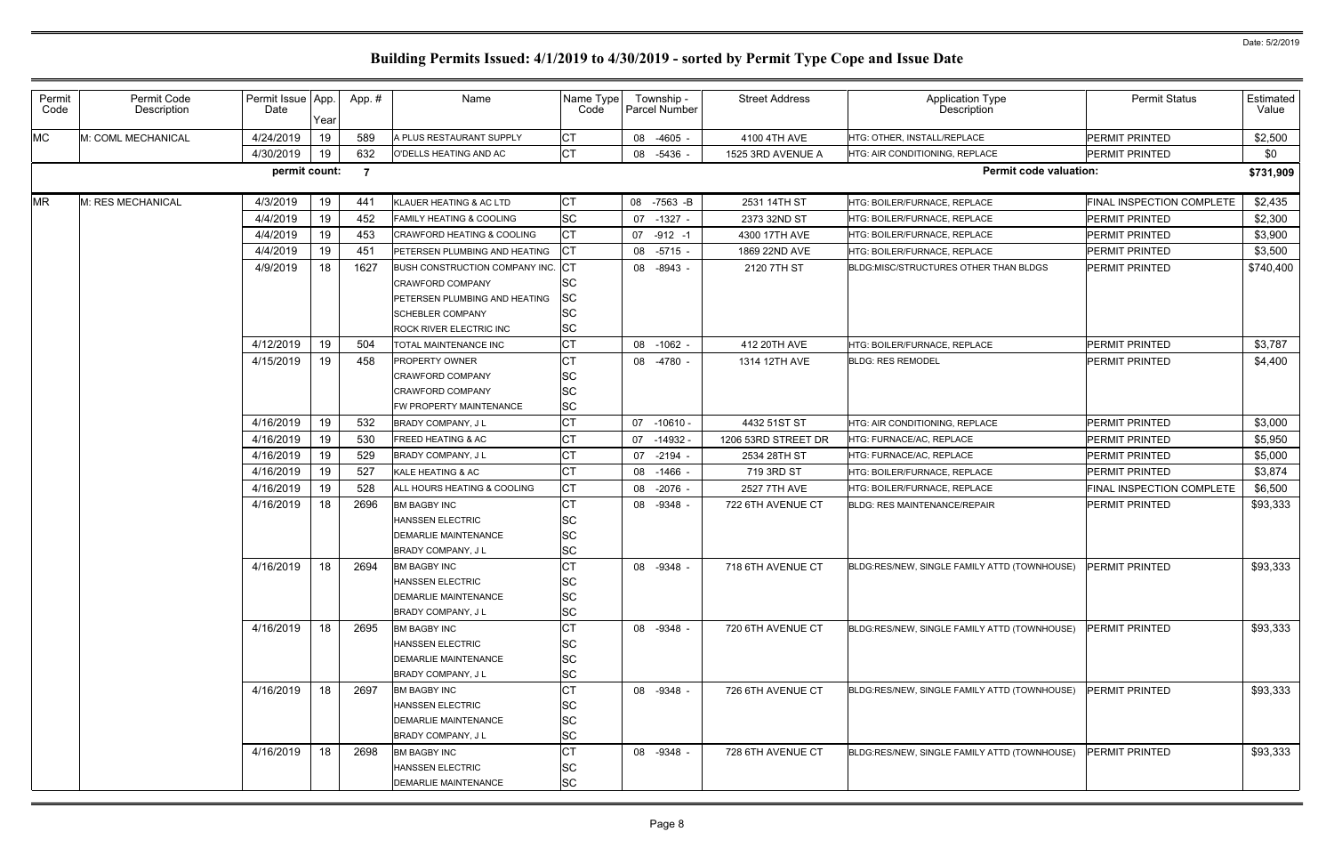# Building Permits Issued: 4/1/2019 to 4/30/2019 - sorted by Permit Type Cope and Issue Date

Date: 5/2/2019

| Permit Code | Permit Code Description | Permit Issue Date | App. Year | App. # | Name | Name Type Code | Township - Parcel Number | Street Address | Application Type Description | Permit Status | Estimated Value |
|---|---|---|---|---|---|---|---|---|---|---|---|
| MC | M: COML MECHANICAL | 4/24/2019 | 19 | 589 | A PLUS RESTAURANT SUPPLY | CT | 08 -4605 - | 4100 4TH AVE | HTG: OTHER, INSTALL/REPLACE | PERMIT PRINTED | $2,500 |
| | | 4/30/2019 | 19 | 632 | O'DELLS HEATING AND AC | CT | 08 -5436 - | 1525 3RD AVENUE A | HTG: AIR CONDITIONING, REPLACE | PERMIT PRINTED | $0 |
| | | permit count: | | 7 | | | | | Permit code valuation: | | $731,909 |
| MR | M: RES MECHANICAL | 4/3/2019 | 19 | 441 | KLAUER HEATING & AC LTD | CT | 08 -7563 -B | 2531 14TH ST | HTG: BOILER/FURNACE, REPLACE | FINAL INSPECTION COMPLETE | $2,435 |
| | | 4/4/2019 | 19 | 452 | FAMILY HEATING & COOLING | SC | 07 -1327 - | 2373 32ND ST | HTG: BOILER/FURNACE, REPLACE | PERMIT PRINTED | $2,300 |
| | | 4/4/2019 | 19 | 453 | CRAWFORD HEATING & COOLING | CT | 07 -912 -1 | 4300 17TH AVE | HTG: BOILER/FURNACE, REPLACE | PERMIT PRINTED | $3,900 |
| | | 4/4/2019 | 19 | 451 | PETERSEN PLUMBING AND HEATING | CT | 08 -5715 - | 1869 22ND AVE | HTG: BOILER/FURNACE, REPLACE | PERMIT PRINTED | $3,500 |
| | | 4/9/2019 | 18 | 1627 | BUSH CONSTRUCTION COMPANY INC.<br>CRAWFORD COMPANY<br>PETERSEN PLUMBING AND HEATING<br>SCHEBLER COMPANY<br>ROCK RIVER ELECTRIC INC | CT<br>SC<br>SC<br>SC<br>SC | 08 -8943 - | 2120 7TH ST | BLDG:MISC/STRUCTURES OTHER THAN BLDGS | PERMIT PRINTED | $740,400 |
| | | 4/12/2019 | 19 | 504 | TOTAL MAINTENANCE INC | CT | 08 -1062 - | 412 20TH AVE | HTG: BOILER/FURNACE, REPLACE | PERMIT PRINTED | $3,787 |
| | | 4/15/2019 | 19 | 458 | PROPERTY OWNER<br>CRAWFORD COMPANY<br>CRAWFORD COMPANY<br>FW PROPERTY MAINTENANCE | CT<br>SC<br>SC<br>SC | 08 -4780 - | 1314 12TH AVE | BLDG: RES REMODEL | PERMIT PRINTED | $4,400 |
| | | 4/16/2019 | 19 | 532 | BRADY COMPANY, J L | CT | 07 -10610 - | 4432 51ST ST | HTG: AIR CONDITIONING, REPLACE | PERMIT PRINTED | $3,000 |
| | | 4/16/2019 | 19 | 530 | FREED HEATING & AC | CT | 07 -14932 - | 1206 53RD STREET DR | HTG: FURNACE/AC, REPLACE | PERMIT PRINTED | $5,950 |
| | | 4/16/2019 | 19 | 529 | BRADY COMPANY, J L | CT | 07 -2194 - | 2534 28TH ST | HTG: FURNACE/AC, REPLACE | PERMIT PRINTED | $5,000 |
| | | 4/16/2019 | 19 | 527 | KALE HEATING & AC | CT | 08 -1466 - | 719 3RD ST | HTG: BOILER/FURNACE, REPLACE | PERMIT PRINTED | $3,874 |
| | | 4/16/2019 | 19 | 528 | ALL HOURS HEATING & COOLING | CT | 08 -2076 - | 2527 7TH AVE | HTG: BOILER/FURNACE, REPLACE | FINAL INSPECTION COMPLETE | $6,500 |
| | | 4/16/2019 | 18 | 2696 | BM BAGBY INC<br>HANSSEN ELECTRIC<br>DEMARLIE MAINTENANCE<br>BRADY COMPANY, J L | CT<br>SC<br>SC<br>SC | 08 -9348 - | 722 6TH AVENUE CT | BLDG: RES MAINTENANCE/REPAIR | PERMIT PRINTED | $93,333 |
| | | 4/16/2019 | 18 | 2694 | BM BAGBY INC<br>HANSSEN ELECTRIC<br>DEMARLIE MAINTENANCE<br>BRADY COMPANY, J L | CT<br>SC<br>SC<br>SC | 08 -9348 - | 718 6TH AVENUE CT | BLDG:RES/NEW, SINGLE FAMILY ATTD (TOWNHOUSE) | PERMIT PRINTED | $93,333 |
| | | 4/16/2019 | 18 | 2695 | BM BAGBY INC<br>HANSSEN ELECTRIC<br>DEMARLIE MAINTENANCE<br>BRADY COMPANY, J L | CT<br>SC<br>SC<br>SC | 08 -9348 - | 720 6TH AVENUE CT | BLDG:RES/NEW, SINGLE FAMILY ATTD (TOWNHOUSE) | PERMIT PRINTED | $93,333 |
| | | 4/16/2019 | 18 | 2697 | BM BAGBY INC<br>HANSSEN ELECTRIC<br>DEMARLIE MAINTENANCE<br>BRADY COMPANY, J L | CT<br>SC<br>SC<br>SC | 08 -9348 - | 726 6TH AVENUE CT | BLDG:RES/NEW, SINGLE FAMILY ATTD (TOWNHOUSE) | PERMIT PRINTED | $93,333 |
| | | 4/16/2019 | 18 | 2698 | BM BAGBY INC<br>HANSSEN ELECTRIC<br>DEMARLIE MAINTENANCE | CT<br>SC<br>SC | 08 -9348 - | 728 6TH AVENUE CT | BLDG:RES/NEW, SINGLE FAMILY ATTD (TOWNHOUSE) | PERMIT PRINTED | $93,333 |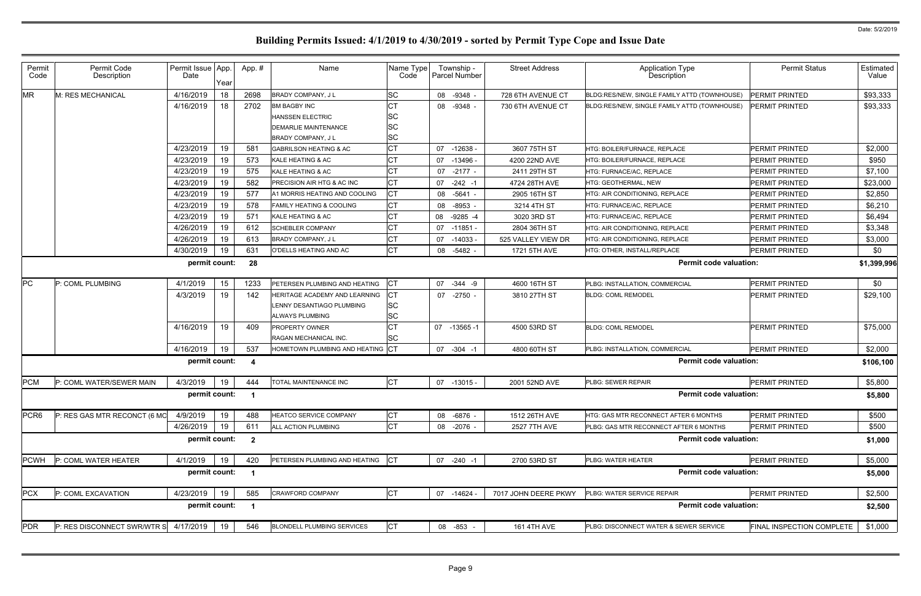# Building Permits Issued: 4/1/2019 to 4/30/2019 - sorted by Permit Type Cope and Issue Date

Date: 5/2/2019

| Permit Code | Permit Code Description | Permit Issue Date | App. Year | App. # | Name | Name Type Code | Township - Parcel Number | Street Address | Application Type Description | Permit Status | Estimated Value |
|---|---|---|---|---|---|---|---|---|---|---|---|
| MR | M: RES MECHANICAL | 4/16/2019 | 18 | 2698 | BRADY COMPANY, J L | SC | 08 -9348 - | 728 6TH AVENUE CT | BLDG:RES/NEW, SINGLE FAMILY ATTD (TOWNHOUSE) | PERMIT PRINTED | $93,333 |
| | | 4/16/2019 | 18 | 2702 | BM BAGBY INC | CT | 08 -9348 - | 730 6TH AVENUE CT | BLDG:RES/NEW, SINGLE FAMILY ATTD (TOWNHOUSE) | PERMIT PRINTED | $93,333 |
| | | | | | HANSSEN ELECTRIC | SC | | | | | |
| | | | | | DEMARLIE MAINTENANCE | SC | | | | | |
| | | | | | BRADY COMPANY, J L | SC | | | | | |
| | | 4/23/2019 | 19 | 581 | GABRILSON HEATING & AC | CT | 07 -12638 - | 3607 75TH ST | HTG: BOILER/FURNACE, REPLACE | PERMIT PRINTED | $2,000 |
| | | 4/23/2019 | 19 | 573 | KALE HEATING & AC | CT | 07 -13496 - | 4200 22ND AVE | HTG: BOILER/FURNACE, REPLACE | PERMIT PRINTED | $950 |
| | | 4/23/2019 | 19 | 575 | KALE HEATING & AC | CT | 07 -2177 - | 2411 29TH ST | HTG: FURNACE/AC, REPLACE | PERMIT PRINTED | $7,100 |
| | | 4/23/2019 | 19 | 582 | PRECISION AIR HTG & AC INC | CT | 07 -242 -1 | 4724 28TH AVE | HTG: GEOTHERMAL, NEW | PERMIT PRINTED | $23,000 |
| | | 4/23/2019 | 19 | 577 | A1 MORRIS HEATING AND COOLING | CT | 08 -5641 - | 2905 16TH ST | HTG: AIR CONDITIONING, REPLACE | PERMIT PRINTED | $2,850 |
| | | 4/23/2019 | 19 | 578 | FAMILY HEATING & COOLING | CT | 08 -8953 - | 3214 4TH ST | HTG: FURNACE/AC, REPLACE | PERMIT PRINTED | $6,210 |
| | | 4/23/2019 | 19 | 571 | KALE HEATING & AC | CT | 08 -9285 -4 | 3020 3RD ST | HTG: FURNACE/AC, REPLACE | PERMIT PRINTED | $6,494 |
| | | 4/26/2019 | 19 | 612 | SCHEBLER COMPANY | CT | 07 -11851 - | 2804 36TH ST | HTG: AIR CONDITIONING, REPLACE | PERMIT PRINTED | $3,348 |
| | | 4/26/2019 | 19 | 613 | BRADY COMPANY, J L | CT | 07 -14033 - | 525 VALLEY VIEW DR | HTG: AIR CONDITIONING, REPLACE | PERMIT PRINTED | $3,000 |
| | | 4/30/2019 | 19 | 631 | O'DELLS HEATING AND AC | CT | 08 -5482 - | 1721 5TH AVE | HTG: OTHER, INSTALL/REPLACE | PERMIT PRINTED | $0 |
| | | **permit count:** | | **28** | | | | | **Permit code valuation:** | | **$1,399,996** |
| PC | P: COML PLUMBING | 4/1/2019 | 15 | 1233 | PETERSEN PLUMBING AND HEATING | CT | 07 -344 -9 | 4600 16TH ST | PLBG: INSTALLATION, COMMERCIAL | PERMIT PRINTED | $0 |
| | | 4/3/2019 | 19 | 142 | HERITAGE ACADEMY AND LEARNING | CT | 07 -2750 - | 3810 27TH ST | BLDG: COML REMODEL | PERMIT PRINTED | $29,100 |
| | | | | | LENNY DESANTIAGO PLUMBING | SC | | | | | |
| | | | | | ALWAYS PLUMBING | SC | | | | | |
| | | 4/16/2019 | 19 | 409 | PROPERTY OWNER | CT | 07 -13565 -1 | 4500 53RD ST | BLDG: COML REMODEL | PERMIT PRINTED | $75,000 |
| | | | | | RAGAN MECHANICAL INC. | SC | | | | | |
| | | 4/16/2019 | 19 | 537 | HOMETOWN PLUMBING AND HEATING | CT | 07 -304 -1 | 4800 60TH ST | PLBG: INSTALLATION, COMMERCIAL | PERMIT PRINTED | $2,000 |
| | | **permit count:** | | **4** | | | | | **Permit code valuation:** | | **$106,100** |
| PCM | P: COML WATER/SEWER MAIN | 4/3/2019 | 19 | 444 | TOTAL MAINTENANCE INC | CT | 07 -13015 - | 2001 52ND AVE | PLBG: SEWER REPAIR | PERMIT PRINTED | $5,800 |
| | | **permit count:** | | **1** | | | | | **Permit code valuation:** | | **$5,800** |
| PCR6 | P: RES GAS MTR RECONCT (6 MO | 4/9/2019 | 19 | 488 | HEATCO SERVICE COMPANY | CT | 08 -6876 - | 1512 26TH AVE | HTG: GAS MTR RECONNECT AFTER 6 MONTHS | PERMIT PRINTED | $500 |
| | | 4/26/2019 | 19 | 611 | ALL ACTION PLUMBING | CT | 08 -2076 - | 2527 7TH AVE | PLBG: GAS MTR RECONNECT AFTER 6 MONTHS | PERMIT PRINTED | $500 |
| | | **permit count:** | | **2** | | | | | **Permit code valuation:** | | **$1,000** |
| PCWH | P: COML WATER HEATER | 4/1/2019 | 19 | 420 | PETERSEN PLUMBING AND HEATING | CT | 07 -240 -1 | 2700 53RD ST | PLBG: WATER HEATER | PERMIT PRINTED | $5,000 |
| | | **permit count:** | | **1** | | | | | **Permit code valuation:** | | **$5,000** |
| PCX | P: COML EXCAVATION | 4/23/2019 | 19 | 585 | CRAWFORD COMPANY | CT | 07 -14624 - | 7017 JOHN DEERE PKWY | PLBG: WATER SERVICE REPAIR | PERMIT PRINTED | $2,500 |
| | | **permit count:** | | **1** | | | | | **Permit code valuation:** | | **$2,500** |
| PDR | P: RES DISCONNECT SWR/WTR S | 4/17/2019 | 19 | 546 | BLONDELL PLUMBING SERVICES | CT | 08 -853 - | 161 4TH AVE | PLBG: DISCONNECT WATER & SEWER SERVICE | FINAL INSPECTION COMPLETE | $1,000 |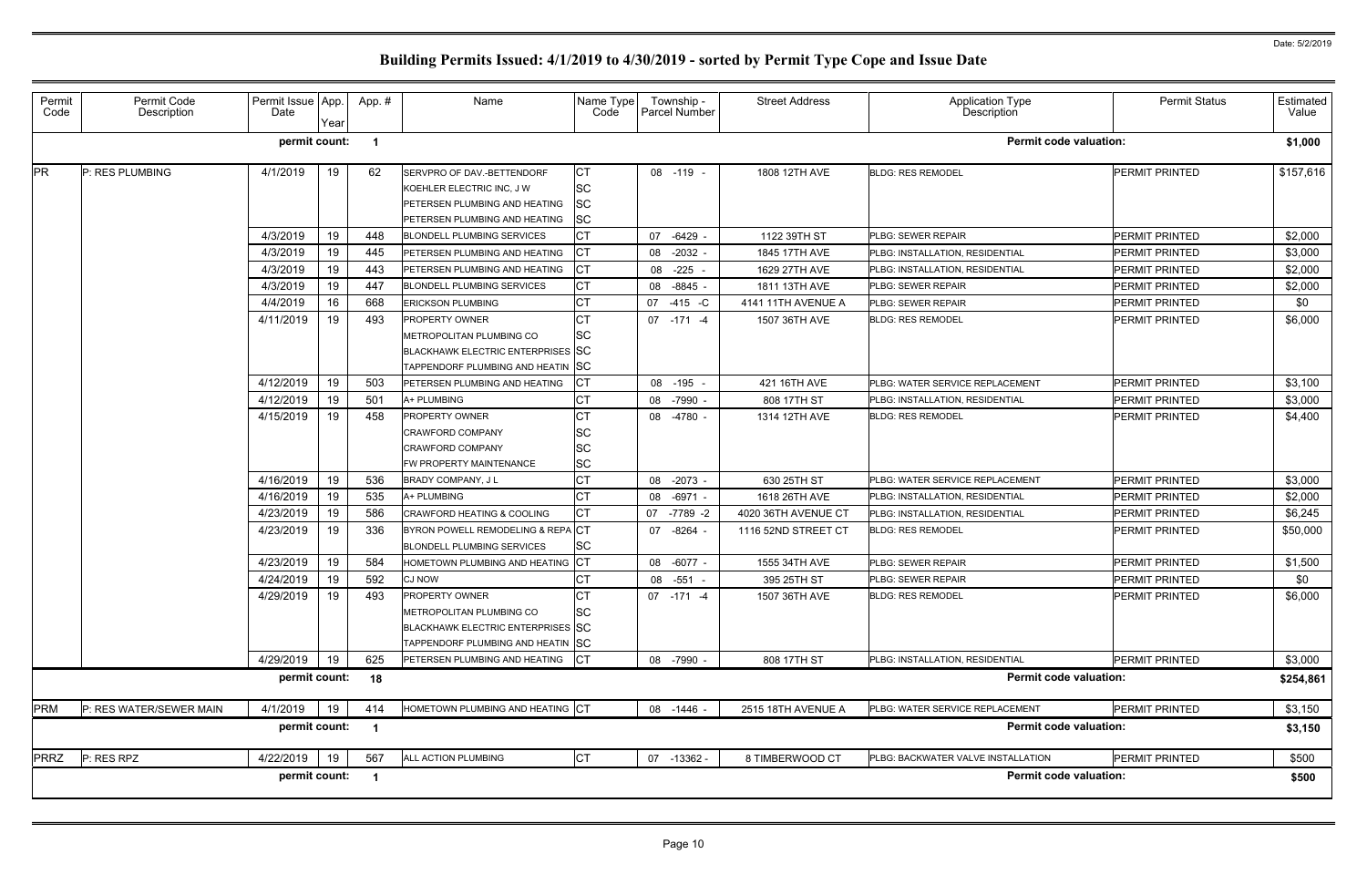# Building Permits Issued: 4/1/2019 to 4/30/2019 - sorted by Permit Type Cope and Issue Date

Date: 5/2/2019

| Permit Code | Permit Code Description | Permit Issue Date | App. Year | App. # | Name | Name Type Code | Township - Parcel Number | Street Address | Application Type Description | Permit Status | Estimated Value |
|---|---|---|---|---|---|---|---|---|---|---|---|
| | | **permit count:** | | **1** | | | | | **Permit code valuation:** | | **$1,000** |
| PR | P: RES PLUMBING | 4/1/2019 | 19 | 62 | SERVPRO OF DAV.-BETTENDORF<br>KOEHLER ELECTRIC INC, J W<br>PETERSEN PLUMBING AND HEATING<br>PETERSEN PLUMBING AND HEATING | CT<br>SC<br>SC<br>SC | 08 -119 - | 1808 12TH AVE | BLDG: RES REMODEL | PERMIT PRINTED | $157,616 |
| | | 4/3/2019 | 19 | 448 | BLONDELL PLUMBING SERVICES | CT | 07 -6429 - | 1122 39TH ST | PLBG: SEWER REPAIR | PERMIT PRINTED | $2,000 |
| | | 4/3/2019 | 19 | 445 | PETERSEN PLUMBING AND HEATING | CT | 08 -2032 - | 1845 17TH AVE | PLBG: INSTALLATION, RESIDENTIAL | PERMIT PRINTED | $3,000 |
| | | 4/3/2019 | 19 | 443 | PETERSEN PLUMBING AND HEATING | CT | 08 -225 - | 1629 27TH AVE | PLBG: INSTALLATION, RESIDENTIAL | PERMIT PRINTED | $2,000 |
| | | 4/3/2019 | 19 | 447 | BLONDELL PLUMBING SERVICES | CT | 08 -8845 - | 1811 13TH AVE | PLBG: SEWER REPAIR | PERMIT PRINTED | $2,000 |
| | | 4/4/2019 | 16 | 668 | ERICKSON PLUMBING | CT | 07 -415 -C | 4141 11TH AVENUE A | PLBG: SEWER REPAIR | PERMIT PRINTED | $0 |
| | | 4/11/2019 | 19 | 493 | PROPERTY OWNER<br>METROPOLITAN PLUMBING CO<br>BLACKHAWK ELECTRIC ENTERPRISES<br>TAPPENDORF PLUMBING AND HEATIN | CT<br>SC<br>SC<br>SC | 07 -171 -4 | 1507 36TH AVE | BLDG: RES REMODEL | PERMIT PRINTED | $6,000 |
| | | 4/12/2019 | 19 | 503 | PETERSEN PLUMBING AND HEATING | CT | 08 -195 - | 421 16TH AVE | PLBG: WATER SERVICE REPLACEMENT | PERMIT PRINTED | $3,100 |
| | | 4/12/2019 | 19 | 501 | A+ PLUMBING | CT | 08 -7990 - | 808 17TH ST | PLBG: INSTALLATION, RESIDENTIAL | PERMIT PRINTED | $3,000 |
| | | 4/15/2019 | 19 | 458 | PROPERTY OWNER<br>CRAWFORD COMPANY<br>CRAWFORD COMPANY<br>FW PROPERTY MAINTENANCE | CT<br>SC<br>SC<br>SC | 08 -4780 - | 1314 12TH AVE | BLDG: RES REMODEL | PERMIT PRINTED | $4,400 |
| | | 4/16/2019 | 19 | 536 | BRADY COMPANY, J L | CT | 08 -2073 - | 630 25TH ST | PLBG: WATER SERVICE REPLACEMENT | PERMIT PRINTED | $3,000 |
| | | 4/16/2019 | 19 | 535 | A+ PLUMBING | CT | 08 -6971 - | 1618 26TH AVE | PLBG: INSTALLATION, RESIDENTIAL | PERMIT PRINTED | $2,000 |
| | | 4/23/2019 | 19 | 586 | CRAWFORD HEATING & COOLING | CT | 07 -7789 -2 | 4020 36TH AVENUE CT | PLBG: INSTALLATION, RESIDENTIAL | PERMIT PRINTED | $6,245 |
| | | 4/23/2019 | 19 | 336 | BYRON POWELL REMODELING & REPA<br>BLONDELL PLUMBING SERVICES | CT<br>SC | 07 -8264 - | 1116 52ND STREET CT | BLDG: RES REMODEL | PERMIT PRINTED | $50,000 |
| | | 4/23/2019 | 19 | 584 | HOMETOWN PLUMBING AND HEATING | CT | 08 -6077 - | 1555 34TH AVE | PLBG: SEWER REPAIR | PERMIT PRINTED | $1,500 |
| | | 4/24/2019 | 19 | 592 | CJ NOW | CT | 08 -551 - | 395 25TH ST | PLBG: SEWER REPAIR | PERMIT PRINTED | $0 |
| | | 4/29/2019 | 19 | 493 | PROPERTY OWNER<br>METROPOLITAN PLUMBING CO<br>BLACKHAWK ELECTRIC ENTERPRISES<br>TAPPENDORF PLUMBING AND HEATIN | CT<br>SC<br>SC<br>SC | 07 -171 -4 | 1507 36TH AVE | BLDG: RES REMODEL | PERMIT PRINTED | $6,000 |
| | | 4/29/2019 | 19 | 625 | PETERSEN PLUMBING AND HEATING | CT | 08 -7990 - | 808 17TH ST | PLBG: INSTALLATION, RESIDENTIAL | PERMIT PRINTED | $3,000 |
| | | **permit count:** | | **18** | | | | | **Permit code valuation:** | | **$254,861** |
| PRM | P: RES WATER/SEWER MAIN | 4/1/2019 | 19 | 414 | HOMETOWN PLUMBING AND HEATING | CT | 08 -1446 - | 2515 18TH AVENUE A | PLBG: WATER SERVICE REPLACEMENT | PERMIT PRINTED | $3,150 |
| | | **permit count:** | | **1** | | | | | **Permit code valuation:** | | **$3,150** |
| PRRZ | P: RES RPZ | 4/22/2019 | 19 | 567 | ALL ACTION PLUMBING | CT | 07 -13362 - | 8 TIMBERWOOD CT | PLBG: BACKWATER VALVE INSTALLATION | PERMIT PRINTED | $500 |
| | | **permit count:** | | **1** | | | | | **Permit code valuation:** | | **$500** |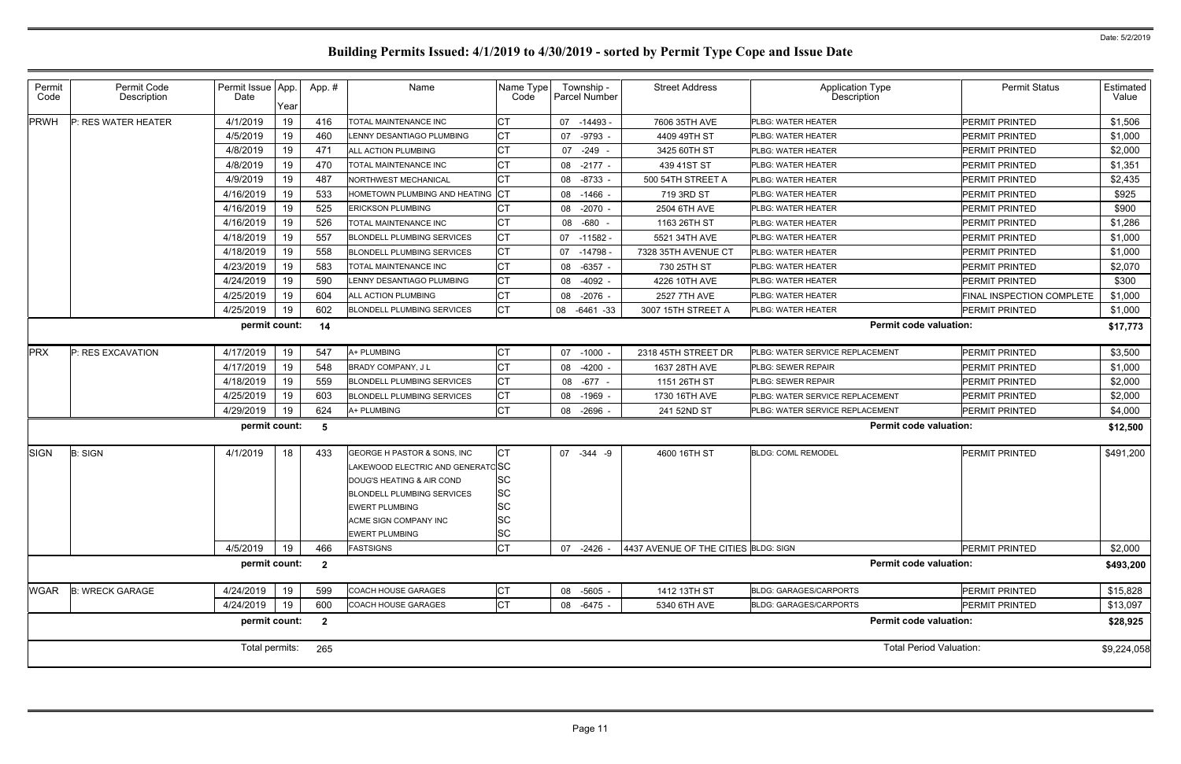# Building Permits Issued: 4/1/2019 to 4/30/2019 - sorted by Permit Type Cope and Issue Date

Date: 5/2/2019

| Permit Code | Permit Code Description | Permit Issue Date | App. Year | App. # | Name | Name Type Code | Township - Parcel Number | Street Address | Application Type Description | Permit Status | Estimated Value |
|---|---|---|---|---|---|---|---|---|---|---|---|
| PRWH | P: RES WATER HEATER | 4/1/2019 | 19 | 416 | TOTAL MAINTENANCE INC | CT | 07 -14493 - | 7606 35TH AVE | PLBG: WATER HEATER | PERMIT PRINTED | $1,506 |
| | | 4/5/2019 | 19 | 460 | LENNY DESANTIAGO PLUMBING | CT | 07 -9793 - | 4409 49TH ST | PLBG: WATER HEATER | PERMIT PRINTED | $1,000 |
| | | 4/8/2019 | 19 | 471 | ALL ACTION PLUMBING | CT | 07 -249 - | 3425 60TH ST | PLBG: WATER HEATER | PERMIT PRINTED | $2,000 |
| | | 4/8/2019 | 19 | 470 | TOTAL MAINTENANCE INC | CT | 08 -2177 - | 439 41ST ST | PLBG: WATER HEATER | PERMIT PRINTED | $1,351 |
| | | 4/9/2019 | 19 | 487 | NORTHWEST MECHANICAL | CT | 08 -8733 - | 500 54TH STREET A | PLBG: WATER HEATER | PERMIT PRINTED | $2,435 |
| | | 4/16/2019 | 19 | 533 | HOMETOWN PLUMBING AND HEATING | CT | 08 -1466 - | 719 3RD ST | PLBG: WATER HEATER | PERMIT PRINTED | $925 |
| | | 4/16/2019 | 19 | 525 | ERICKSON PLUMBING | CT | 08 -2070 - | 2504 6TH AVE | PLBG: WATER HEATER | PERMIT PRINTED | $900 |
| | | 4/16/2019 | 19 | 526 | TOTAL MAINTENANCE INC | CT | 08 -680 - | 1163 26TH ST | PLBG: WATER HEATER | PERMIT PRINTED | $1,286 |
| | | 4/18/2019 | 19 | 557 | BLONDELL PLUMBING SERVICES | CT | 07 -11582 - | 5521 34TH AVE | PLBG: WATER HEATER | PERMIT PRINTED | $1,000 |
| | | 4/18/2019 | 19 | 558 | BLONDELL PLUMBING SERVICES | CT | 07 -14798 - | 7328 35TH AVENUE CT | PLBG: WATER HEATER | PERMIT PRINTED | $1,000 |
| | | 4/23/2019 | 19 | 583 | TOTAL MAINTENANCE INC | CT | 08 -6357 - | 730 25TH ST | PLBG: WATER HEATER | PERMIT PRINTED | $2,070 |
| | | 4/24/2019 | 19 | 590 | LENNY DESANTIAGO PLUMBING | CT | 08 -4092 - | 4226 10TH AVE | PLBG: WATER HEATER | PERMIT PRINTED | $300 |
| | | 4/25/2019 | 19 | 604 | ALL ACTION PLUMBING | CT | 08 -2076 - | 2527 7TH AVE | PLBG: WATER HEATER | FINAL INSPECTION COMPLETE | $1,000 |
| | | 4/25/2019 | 19 | 602 | BLONDELL PLUMBING SERVICES | CT | 08 -6461 -33 | 3007 15TH STREET A | PLBG: WATER HEATER | PERMIT PRINTED | $1,000 |
| | | **permit count:** | | **14** | | | | | **Permit code valuation:** | | **$17,773** |
| PRX | P: RES EXCAVATION | 4/17/2019 | 19 | 547 | A+ PLUMBING | CT | 07 -1000 - | 2318 45TH STREET DR | PLBG: WATER SERVICE REPLACEMENT | PERMIT PRINTED | $3,500 |
| | | 4/17/2019 | 19 | 548 | BRADY COMPANY, J L | CT | 08 -4200 - | 1637 28TH AVE | PLBG: SEWER REPAIR | PERMIT PRINTED | $1,000 |
| | | 4/18/2019 | 19 | 559 | BLONDELL PLUMBING SERVICES | CT | 08 -677 - | 1151 26TH ST | PLBG: SEWER REPAIR | PERMIT PRINTED | $2,000 |
| | | 4/25/2019 | 19 | 603 | BLONDELL PLUMBING SERVICES | CT | 08 -1969 - | 1730 16TH AVE | PLBG: WATER SERVICE REPLACEMENT | PERMIT PRINTED | $2,000 |
| | | 4/29/2019 | 19 | 624 | A+ PLUMBING | CT | 08 -2696 - | 241 52ND ST | PLBG: WATER SERVICE REPLACEMENT | PERMIT PRINTED | $4,000 |
| | | **permit count:** | | **5** | | | | | **Permit code valuation:** | | **$12,500** |
| SIGN | B: SIGN | 4/1/2019 | 18 | 433 | GEORGE H PASTOR & SONS, INC | CT | 07 -344 -9 | 4600 16TH ST | BLDG: COML REMODEL | PERMIT PRINTED | $491,200 |
| | | | | | LAKEWOOD ELECTRIC AND GENERATO | SC | | | | | |
| | | | | | DOUG'S HEATING & AIR COND | SC | | | | | |
| | | | | | BLONDELL PLUMBING SERVICES | SC | | | | | |
| | | | | | EWERT PLUMBING | SC | | | | | |
| | | | | | ACME SIGN COMPANY INC | SC | | | | | |
| | | | | | EWERT PLUMBING | SC | | | | | |
| | | 4/5/2019 | 19 | 466 | FASTSIGNS | CT | 07 -2426 - | 4437 AVENUE OF THE CITIES | BLDG: SIGN | PERMIT PRINTED | $2,000 |
| | | **permit count:** | | **2** | | | | | **Permit code valuation:** | | **$493,200** |
| WGAR | B: WRECK GARAGE | 4/24/2019 | 19 | 599 | COACH HOUSE GARAGES | CT | 08 -5605 - | 1412 13TH ST | BLDG: GARAGES/CARPORTS | PERMIT PRINTED | $15,828 |
| | | 4/24/2019 | 19 | 600 | COACH HOUSE GARAGES | CT | 08 -6475 - | 5340 6TH AVE | BLDG: GARAGES/CARPORTS | PERMIT PRINTED | $13,097 |
| | | **permit count:** | | **2** | | | | | **Permit code valuation:** | | **$28,925** |
| | | Total permits: | | 265 | | | | | Total Period Valuation: | | $9,224,058 |